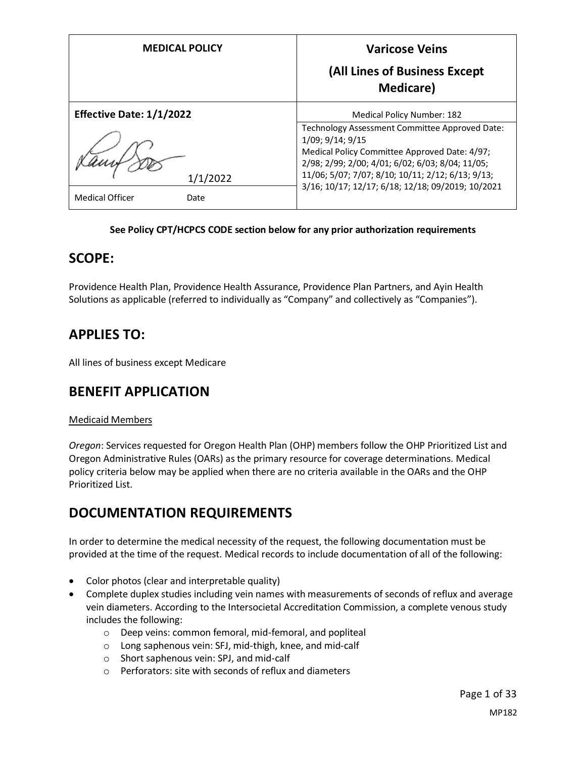| MEDICAL POLICY | Varicose Veins (All Lines of Business Except Medicare) |
| --- | --- |
| **Effective Date: 1/1/2022** | Medical Policy Number: 182 |
| 1/1/2022<br>Medical Officer Date | Technology Assessment Committee Approved Date: 1/09; 9/14; 9/15<br>Medical Policy Committee Approved Date: 4/97; 2/98; 2/99; 2/00; 4/01; 6/02; 6/03; 8/04; 11/05; 11/06; 5/07; 7/07; 8/10; 10/11; 2/12; 6/13; 9/13; 3/16; 10/17; 12/17; 6/18; 12/18; 09/2019; 10/2021 |

**See Policy CPT/HCPCS CODE section below for any prior authorization requirements**

## SCOPE:

Providence Health Plan, Providence Health Assurance, Providence Plan Partners, and Ayin Health Solutions as applicable (referred to individually as "Company" and collectively as "Companies").

## APPLIES TO:

All lines of business except Medicare

## BENEFIT APPLICATION

Medicaid Members

*Oregon*: Services requested for Oregon Health Plan (OHP) members follow the OHP Prioritized List and Oregon Administrative Rules (OARs) as the primary resource for coverage determinations. Medical policy criteria below may be applied when there are no criteria available in the OARs and the OHP Prioritized List.

## DOCUMENTATION REQUIREMENTS

In order to determine the medical necessity of the request, the following documentation must be provided at the time of the request. Medical records to include documentation of all of the following:

- Color photos (clear and interpretable quality)
- Complete duplex studies including vein names with measurements of seconds of reflux and average vein diameters. According to the Intersocietal Accreditation Commission, a complete venous study includes the following:
  - Deep veins: common femoral, mid-femoral, and popliteal
  - Long saphenous vein: SFJ, mid-thigh, knee, and mid-calf
  - Short saphenous vein: SPJ, and mid-calf
  - Perforators: site with seconds of reflux and diameters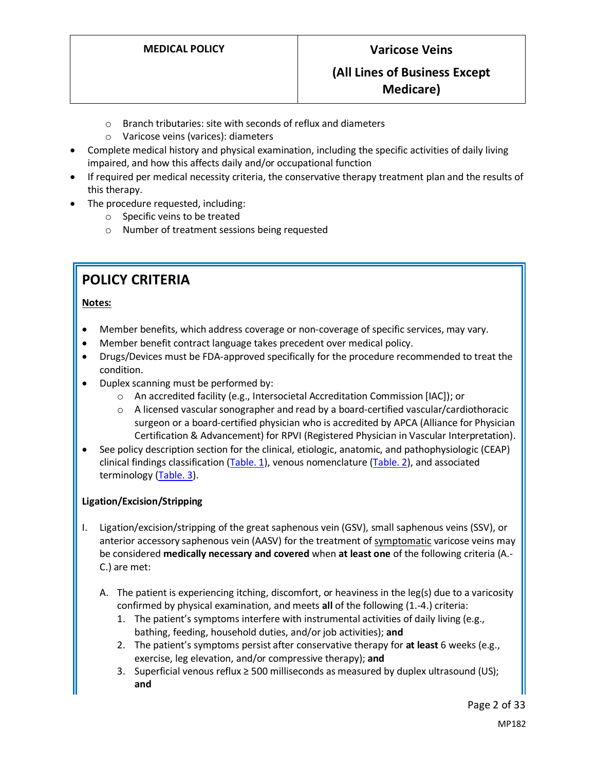- Branch tributaries: site with seconds of reflux and diameters
  - Varicose veins (varices): diameters
- Complete medical history and physical examination, including the specific activities of daily living impaired, and how this affects daily and/or occupational function
- If required per medical necessity criteria, the conservative therapy treatment plan and the results of this therapy.
- The procedure requested, including:
  - Specific veins to be treated
  - Number of treatment sessions being requested

## POLICY CRITERIA

**Notes:**

- Member benefits, which address coverage or non-coverage of specific services, may vary.
- Member benefit contract language takes precedent over medical policy.
- Drugs/Devices must be FDA-approved specifically for the procedure recommended to treat the condition.
- Duplex scanning must be performed by:
  - An accredited facility (e.g., Intersocietal Accreditation Commission [IAC]); or
  - A licensed vascular sonographer and read by a board-certified vascular/cardiothoracic surgeon or a board-certified physician who is accredited by APCA (Alliance for Physician Certification & Advancement) for RPVI (Registered Physician in Vascular Interpretation).
- See policy description section for the clinical, etiologic, anatomic, and pathophysiologic (CEAP) clinical findings classification (Table. 1), venous nomenclature (Table. 2), and associated terminology (Table. 3).

**Ligation/Excision/Stripping**

I. Ligation/excision/stripping of the great saphenous vein (GSV), small saphenous veins (SSV), or anterior accessory saphenous vein (AASV) for the treatment of symptomatic varicose veins may be considered **medically necessary and covered** when **at least one** of the following criteria (A.-C.) are met:

   A. The patient is experiencing itching, discomfort, or heaviness in the leg(s) due to a varicosity confirmed by physical examination, and meets **all** of the following (1.-4.) criteria:
      1. The patient's symptoms interfere with instrumental activities of daily living (e.g., bathing, feeding, household duties, and/or job activities); **and**
      2. The patient's symptoms persist after conservative therapy for **at least** 6 weeks (e.g., exercise, leg elevation, and/or compressive therapy); **and**
      3. Superficial venous reflux ≥ 500 milliseconds as measured by duplex ultrasound (US); **and**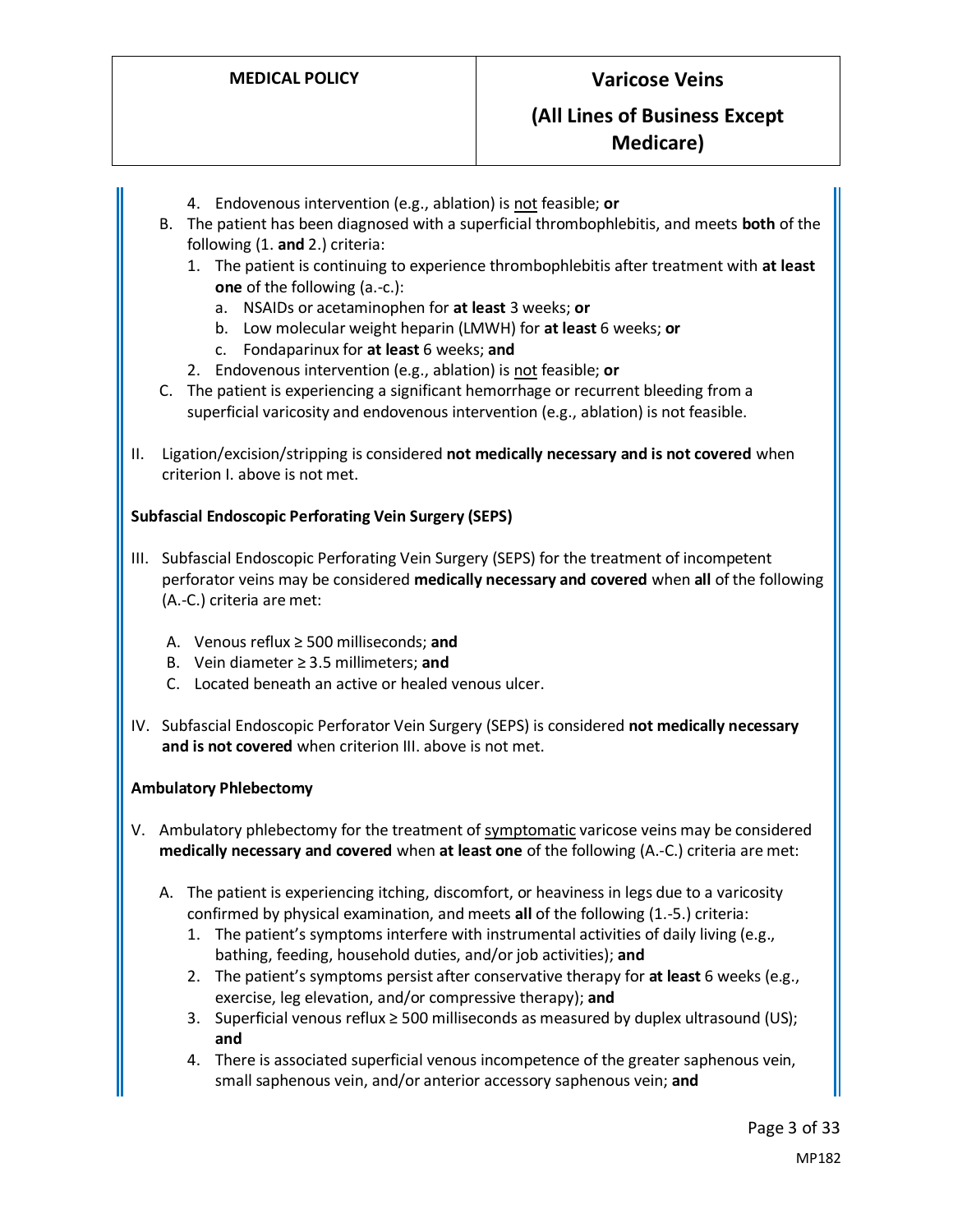4. Endovenous intervention (e.g., ablation) is <u>not</u> feasible; **or**

B. The patient has been diagnosed with a superficial thrombophlebitis, and meets **both** of the following (1. **and** 2.) criteria:
   1. The patient is continuing to experience thrombophlebitis after treatment with **at least one** of the following (a.-c.):
      a. NSAIDs or acetaminophen for **at least** 3 weeks; **or**
      b. Low molecular weight heparin (LMWH) for **at least** 6 weeks; **or**
      c. Fondaparinux for **at least** 6 weeks; **and**
   2. Endovenous intervention (e.g., ablation) is <u>not</u> feasible; **or**

C. The patient is experiencing a significant hemorrhage or recurrent bleeding from a superficial varicosity and endovenous intervention (e.g., ablation) is not feasible.

II. Ligation/excision/stripping is considered **not medically necessary and is not covered** when criterion I. above is not met.

**Subfascial Endoscopic Perforating Vein Surgery (SEPS)**

III. Subfascial Endoscopic Perforating Vein Surgery (SEPS) for the treatment of incompetent perforator veins may be considered **medically necessary and covered** when **all** of the following (A.-C.) criteria are met:

   A. Venous reflux ≥ 500 milliseconds; **and**
   B. Vein diameter ≥ 3.5 millimeters; **and**
   C. Located beneath an active or healed venous ulcer.

IV. Subfascial Endoscopic Perforator Vein Surgery (SEPS) is considered **not medically necessary and is not covered** when criterion III. above is not met.

**Ambulatory Phlebectomy**

V. Ambulatory phlebectomy for the treatment of <u>symptomatic</u> varicose veins may be considered **medically necessary and covered** when **at least one** of the following (A.-C.) criteria are met:

   A. The patient is experiencing itching, discomfort, or heaviness in legs due to a varicosity confirmed by physical examination, and meets **all** of the following (1.-5.) criteria:
      1. The patient's symptoms interfere with instrumental activities of daily living (e.g., bathing, feeding, household duties, and/or job activities); **and**
      2. The patient's symptoms persist after conservative therapy for **at least** 6 weeks (e.g., exercise, leg elevation, and/or compressive therapy); **and**
      3. Superficial venous reflux ≥ 500 milliseconds as measured by duplex ultrasound (US); **and**
      4. There is associated superficial venous incompetence of the greater saphenous vein, small saphenous vein, and/or anterior accessory saphenous vein; **and**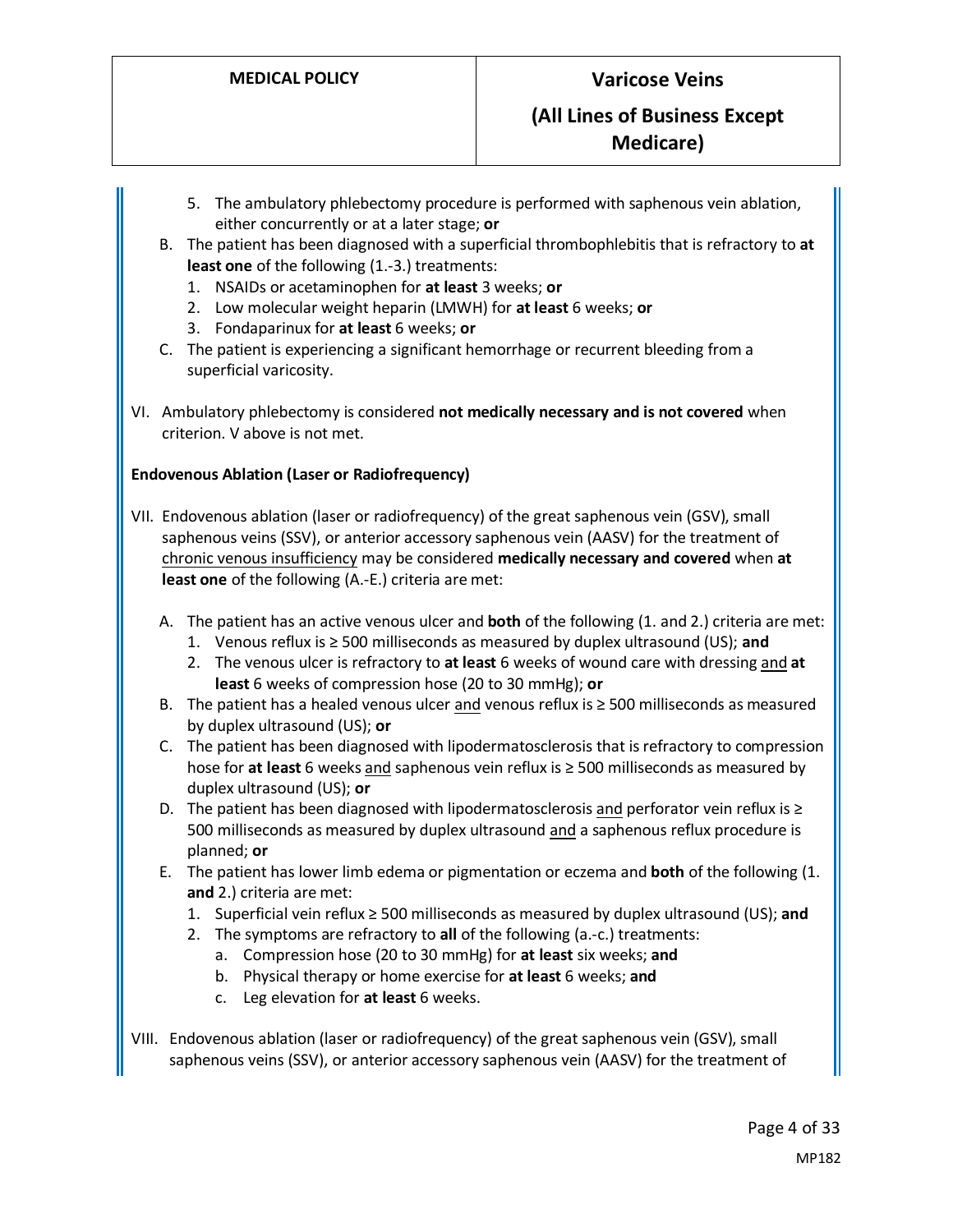5. The ambulatory phlebectomy procedure is performed with saphenous vein ablation, either concurrently or at a later stage; **or**

B. The patient has been diagnosed with a superficial thrombophlebitis that is refractory to **at least one** of the following (1.-3.) treatments:
   1. NSAIDs or acetaminophen for **at least** 3 weeks; **or**
   2. Low molecular weight heparin (LMWH) for **at least** 6 weeks; **or**
   3. Fondaparinux for **at least** 6 weeks; **or**

C. The patient is experiencing a significant hemorrhage or recurrent bleeding from a superficial varicosity.

VI. Ambulatory phlebectomy is considered **not medically necessary and is not covered** when criterion. V above is not met.

**Endovenous Ablation (Laser or Radiofrequency)**

VII. Endovenous ablation (laser or radiofrequency) of the great saphenous vein (GSV), small saphenous veins (SSV), or anterior accessory saphenous vein (AASV) for the treatment of <u>chronic venous insufficiency</u> may be considered **medically necessary and covered** when **at least one** of the following (A.-E.) criteria are met:

A. The patient has an active venous ulcer and **both** of the following (1. and 2.) criteria are met:
   1. Venous reflux is ≥ 500 milliseconds as measured by duplex ultrasound (US); **and**
   2. The venous ulcer is refractory to **at least** 6 weeks of wound care with dressing <u>and</u> **at least** 6 weeks of compression hose (20 to 30 mmHg); **or**

B. The patient has a healed venous ulcer <u>and</u> venous reflux is ≥ 500 milliseconds as measured by duplex ultrasound (US); **or**

C. The patient has been diagnosed with lipodermatosclerosis that is refractory to compression hose for **at least** 6 weeks <u>and</u> saphenous vein reflux is ≥ 500 milliseconds as measured by duplex ultrasound (US); **or**

D. The patient has been diagnosed with lipodermatosclerosis <u>and</u> perforator vein reflux is ≥ 500 milliseconds as measured by duplex ultrasound <u>and</u> a saphenous reflux procedure is planned; **or**

E. The patient has lower limb edema or pigmentation or eczema and **both** of the following (1. **and** 2.) criteria are met:
   1. Superficial vein reflux ≥ 500 milliseconds as measured by duplex ultrasound (US); **and**
   2. The symptoms are refractory to **all** of the following (a.-c.) treatments:
      a. Compression hose (20 to 30 mmHg) for **at least** six weeks; **and**
      b. Physical therapy or home exercise for **at least** 6 weeks; **and**
      c. Leg elevation for **at least** 6 weeks.

VIII. Endovenous ablation (laser or radiofrequency) of the great saphenous vein (GSV), small saphenous veins (SSV), or anterior accessory saphenous vein (AASV) for the treatment of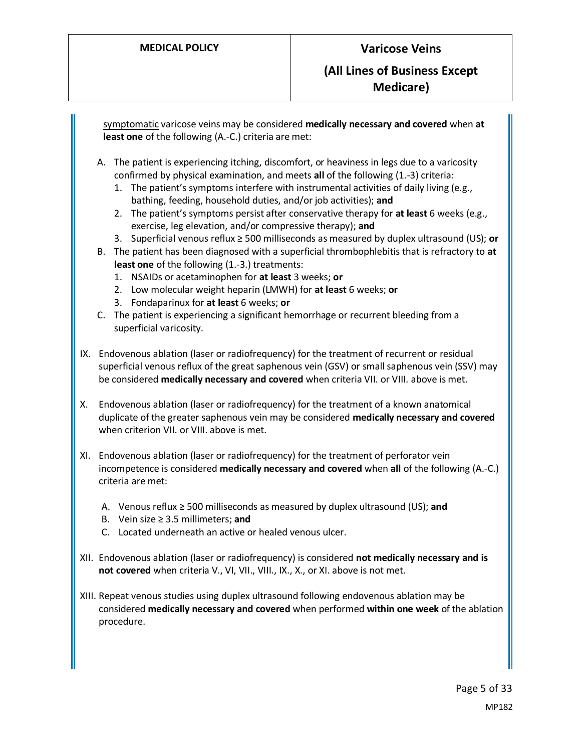symptomatic varicose veins may be considered **medically necessary and covered** when **at least one** of the following (A.-C.) criteria are met:

A. The patient is experiencing itching, discomfort, or heaviness in legs due to a varicosity confirmed by physical examination, and meets **all** of the following (1.-3) criteria:
   1. The patient's symptoms interfere with instrumental activities of daily living (e.g., bathing, feeding, household duties, and/or job activities); **and**
   2. The patient's symptoms persist after conservative therapy for **at least** 6 weeks (e.g., exercise, leg elevation, and/or compressive therapy); **and**
   3. Superficial venous reflux ≥ 500 milliseconds as measured by duplex ultrasound (US); **or**
B. The patient has been diagnosed with a superficial thrombophlebitis that is refractory to **at least one** of the following (1.-3.) treatments:
   1. NSAIDs or acetaminophen for **at least** 3 weeks; **or**
   2. Low molecular weight heparin (LMWH) for **at least** 6 weeks; **or**
   3. Fondaparinux for **at least** 6 weeks; **or**
C. The patient is experiencing a significant hemorrhage or recurrent bleeding from a superficial varicosity.

IX. Endovenous ablation (laser or radiofrequency) for the treatment of recurrent or residual superficial venous reflux of the great saphenous vein (GSV) or small saphenous vein (SSV) may be considered **medically necessary and covered** when criteria VII. or VIII. above is met.

X. Endovenous ablation (laser or radiofrequency) for the treatment of a known anatomical duplicate of the greater saphenous vein may be considered **medically necessary and covered** when criterion VII. or VIII. above is met.

XI. Endovenous ablation (laser or radiofrequency) for the treatment of perforator vein incompetence is considered **medically necessary and covered** when **all** of the following (A.-C.) criteria are met:

   A. Venous reflux ≥ 500 milliseconds as measured by duplex ultrasound (US); **and**
   B. Vein size ≥ 3.5 millimeters; **and**
   C. Located underneath an active or healed venous ulcer.

XII. Endovenous ablation (laser or radiofrequency) is considered **not medically necessary and is not covered** when criteria V., VI, VII., VIII., IX., X., or XI. above is not met.

XIII. Repeat venous studies using duplex ultrasound following endovenous ablation may be considered **medically necessary and covered** when performed **within one week** of the ablation procedure.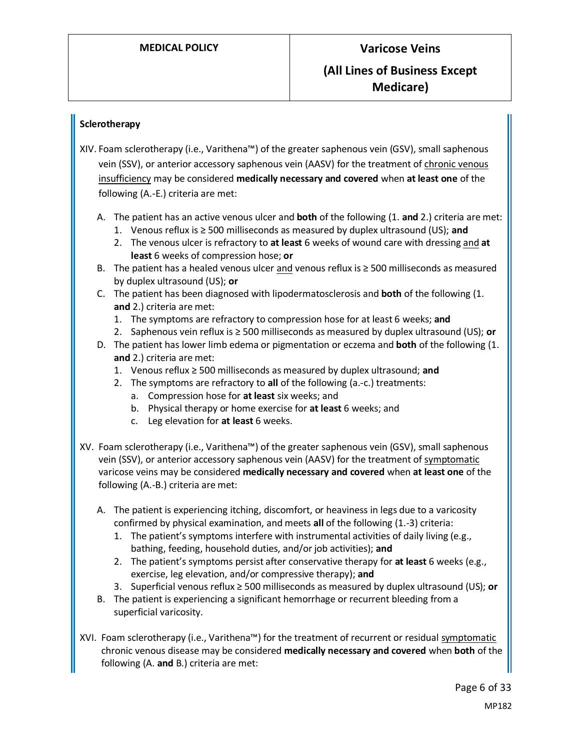**Sclerotherapy**

XIV. Foam sclerotherapy (i.e., Varithena™) of the greater saphenous vein (GSV), small saphenous vein (SSV), or anterior accessory saphenous vein (AASV) for the treatment of chronic venous insufficiency may be considered **medically necessary and covered** when **at least one** of the following (A.-E.) criteria are met:

A. The patient has an active venous ulcer and **both** of the following (1. **and** 2.) criteria are met:
   1. Venous reflux is ≥ 500 milliseconds as measured by duplex ultrasound (US); **and**
   2. The venous ulcer is refractory to **at least** 6 weeks of wound care with dressing and **at least** 6 weeks of compression hose; **or**

B. The patient has a healed venous ulcer and venous reflux is ≥ 500 milliseconds as measured by duplex ultrasound (US); **or**

C. The patient has been diagnosed with lipodermatosclerosis and **both** of the following (1. **and** 2.) criteria are met:
   1. The symptoms are refractory to compression hose for at least 6 weeks; **and**
   2. Saphenous vein reflux is ≥ 500 milliseconds as measured by duplex ultrasound (US); **or**

D. The patient has lower limb edema or pigmentation or eczema and **both** of the following (1. **and** 2.) criteria are met:
   1. Venous reflux ≥ 500 milliseconds as measured by duplex ultrasound; **and**
   2. The symptoms are refractory to **all** of the following (a.-c.) treatments:
      a. Compression hose for **at least** six weeks; and
      b. Physical therapy or home exercise for **at least** 6 weeks; and
      c. Leg elevation for **at least** 6 weeks.

XV. Foam sclerotherapy (i.e., Varithena™) of the greater saphenous vein (GSV), small saphenous vein (SSV), or anterior accessory saphenous vein (AASV) for the treatment of symptomatic varicose veins may be considered **medically necessary and covered** when **at least one** of the following (A.-B.) criteria are met:

A. The patient is experiencing itching, discomfort, or heaviness in legs due to a varicosity confirmed by physical examination, and meets **all** of the following (1.-3) criteria:
   1. The patient's symptoms interfere with instrumental activities of daily living (e.g., bathing, feeding, household duties, and/or job activities); **and**
   2. The patient's symptoms persist after conservative therapy for **at least** 6 weeks (e.g., exercise, leg elevation, and/or compressive therapy); **and**
   3. Superficial venous reflux ≥ 500 milliseconds as measured by duplex ultrasound (US); **or**

B. The patient is experiencing a significant hemorrhage or recurrent bleeding from a superficial varicosity.

XVI. Foam sclerotherapy (i.e., Varithena™) for the treatment of recurrent or residual symptomatic chronic venous disease may be considered **medically necessary and covered** when **both** of the following (A. **and** B.) criteria are met: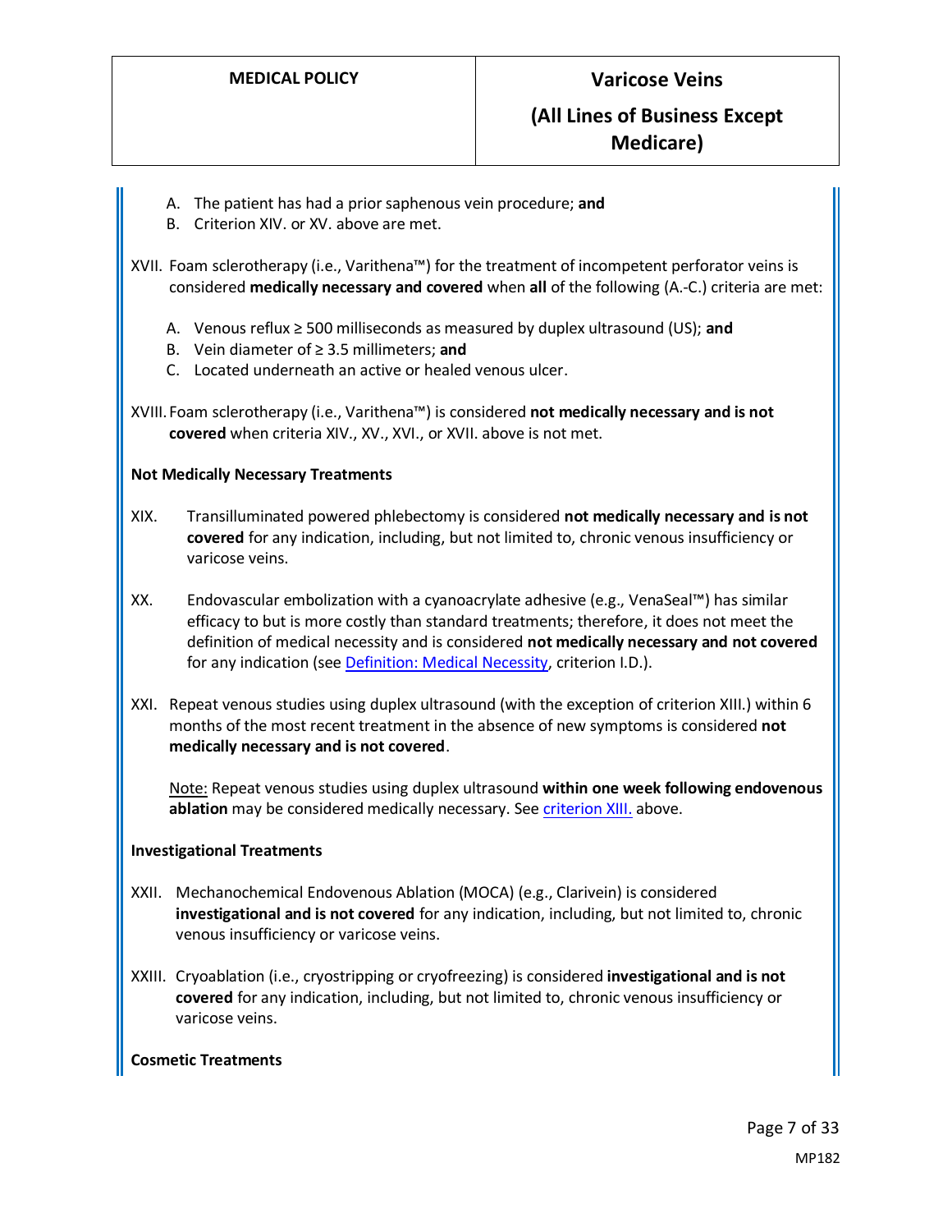A. The patient has had a prior saphenous vein procedure; **and**
B. Criterion XIV. or XV. above are met.

XVII. Foam sclerotherapy (i.e., Varithena™) for the treatment of incompetent perforator veins is considered **medically necessary and covered** when **all** of the following (A.-C.) criteria are met:

A. Venous reflux ≥ 500 milliseconds as measured by duplex ultrasound (US); **and**
B. Vein diameter of ≥ 3.5 millimeters; **and**
C. Located underneath an active or healed venous ulcer.

XVIII. Foam sclerotherapy (i.e., Varithena™) is considered **not medically necessary and is not covered** when criteria XIV., XV., XVI., or XVII. above is not met.

**Not Medically Necessary Treatments**

XIX. Transilluminated powered phlebectomy is considered **not medically necessary and is not covered** for any indication, including, but not limited to, chronic venous insufficiency or varicose veins.

XX. Endovascular embolization with a cyanoacrylate adhesive (e.g., VenaSeal™) has similar efficacy to but is more costly than standard treatments; therefore, it does not meet the definition of medical necessity and is considered **not medically necessary and not covered** for any indication (see Definition: Medical Necessity, criterion I.D.).

XXI. Repeat venous studies using duplex ultrasound (with the exception of criterion XIII.) within 6 months of the most recent treatment in the absence of new symptoms is considered **not medically necessary and is not covered**.

Note: Repeat venous studies using duplex ultrasound **within one week following endovenous ablation** may be considered medically necessary. See criterion XIII. above.

**Investigational Treatments**

XXII. Mechanochemical Endovenous Ablation (MOCA) (e.g., Clarivein) is considered **investigational and is not covered** for any indication, including, but not limited to, chronic venous insufficiency or varicose veins.

XXIII. Cryoablation (i.e., cryostripping or cryofreezing) is considered **investigational and is not covered** for any indication, including, but not limited to, chronic venous insufficiency or varicose veins.

**Cosmetic Treatments**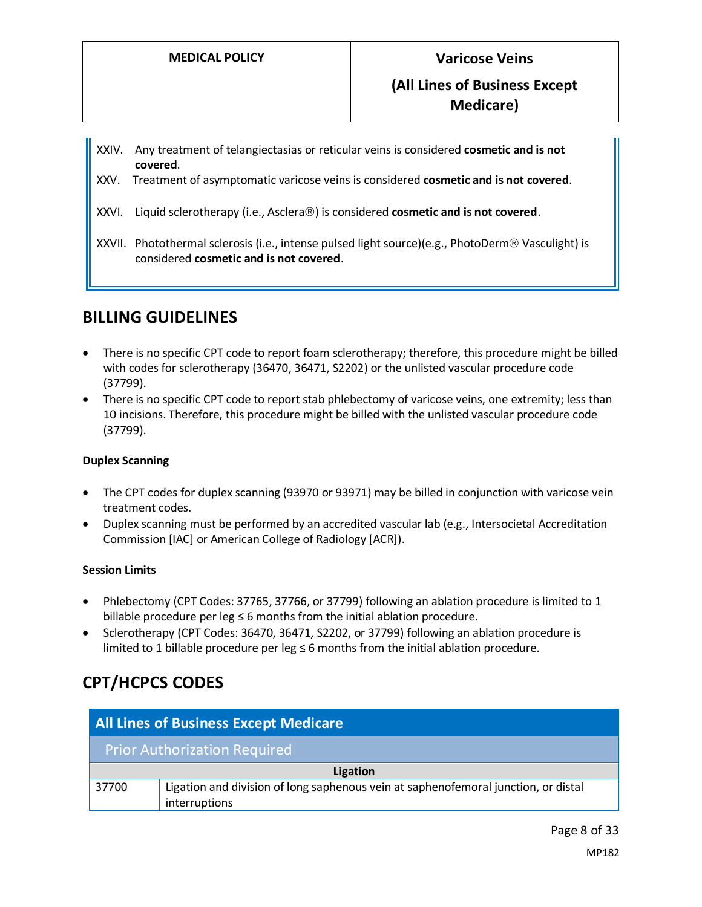XXIV. Any treatment of telangiectasias or reticular veins is considered **cosmetic and is not covered**.

XXV. Treatment of asymptomatic varicose veins is considered **cosmetic and is not covered**.

XXVI. Liquid sclerotherapy (i.e., Asclera®) is considered **cosmetic and is not covered**.

XXVII. Photothermal sclerosis (i.e., intense pulsed light source)(e.g., PhotoDerm® Vasculight) is considered **cosmetic and is not covered**.

## BILLING GUIDELINES

- There is no specific CPT code to report foam sclerotherapy; therefore, this procedure might be billed with codes for sclerotherapy (36470, 36471, S2202) or the unlisted vascular procedure code (37799).
- There is no specific CPT code to report stab phlebectomy of varicose veins, one extremity; less than 10 incisions. Therefore, this procedure might be billed with the unlisted vascular procedure code (37799).

**Duplex Scanning**

- The CPT codes for duplex scanning (93970 or 93971) may be billed in conjunction with varicose vein treatment codes.
- Duplex scanning must be performed by an accredited vascular lab (e.g., Intersocietal Accreditation Commission [IAC] or American College of Radiology [ACR]).

**Session Limits**

- Phlebectomy (CPT Codes: 37765, 37766, or 37799) following an ablation procedure is limited to 1 billable procedure per leg ≤ 6 months from the initial ablation procedure.
- Sclerotherapy (CPT Codes: 36470, 36471, S2202, or 37799) following an ablation procedure is limited to 1 billable procedure per leg ≤ 6 months from the initial ablation procedure.

## CPT/HCPCS CODES

| All Lines of Business Except Medicare | |
|---|---|
| Prior Authorization Required | |
| Ligation | |
| 37700 | Ligation and division of long saphenous vein at saphenofemoral junction, or distal interruptions |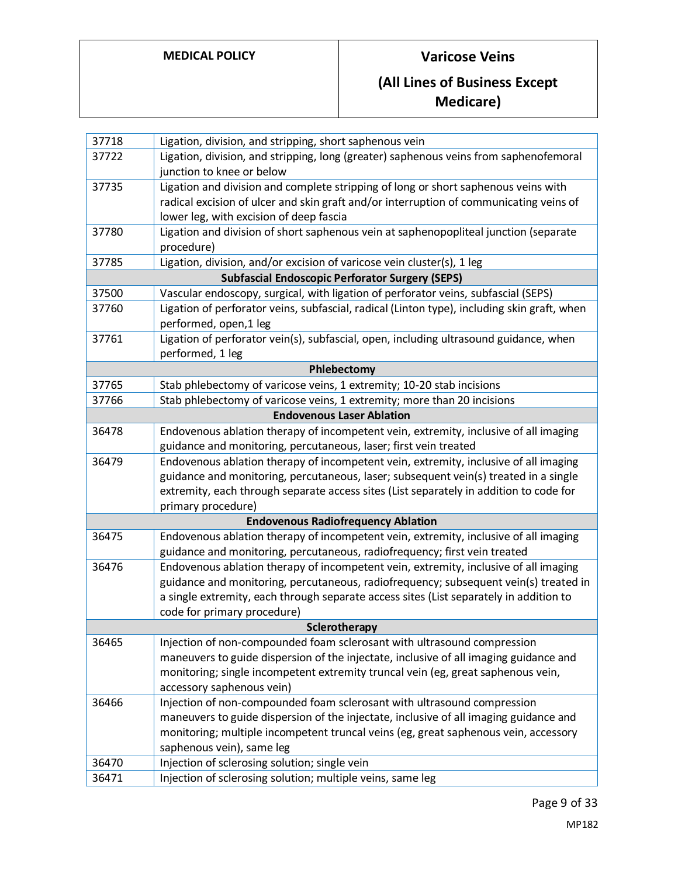| | |
|---|---|
| 37718 | Ligation, division, and stripping, short saphenous vein |
| 37722 | Ligation, division, and stripping, long (greater) saphenous veins from saphenofemoral junction to knee or below |
| 37735 | Ligation and division and complete stripping of long or short saphenous veins with radical excision of ulcer and skin graft and/or interruption of communicating veins of lower leg, with excision of deep fascia |
| 37780 | Ligation and division of short saphenous vein at saphenopopliteal junction (separate procedure) |
| 37785 | Ligation, division, and/or excision of varicose vein cluster(s), 1 leg |
| **Subfascial Endoscopic Perforator Surgery (SEPS)** | |
| 37500 | Vascular endoscopy, surgical, with ligation of perforator veins, subfascial (SEPS) |
| 37760 | Ligation of perforator veins, subfascial, radical (Linton type), including skin graft, when performed, open,1 leg |
| 37761 | Ligation of perforator vein(s), subfascial, open, including ultrasound guidance, when performed, 1 leg |
| **Phlebectomy** | |
| 37765 | Stab phlebectomy of varicose veins, 1 extremity; 10-20 stab incisions |
| 37766 | Stab phlebectomy of varicose veins, 1 extremity; more than 20 incisions |
| **Endovenous Laser Ablation** | |
| 36478 | Endovenous ablation therapy of incompetent vein, extremity, inclusive of all imaging guidance and monitoring, percutaneous, laser; first vein treated |
| 36479 | Endovenous ablation therapy of incompetent vein, extremity, inclusive of all imaging guidance and monitoring, percutaneous, laser; subsequent vein(s) treated in a single extremity, each through separate access sites (List separately in addition to code for primary procedure) |
| **Endovenous Radiofrequency Ablation** | |
| 36475 | Endovenous ablation therapy of incompetent vein, extremity, inclusive of all imaging guidance and monitoring, percutaneous, radiofrequency; first vein treated |
| 36476 | Endovenous ablation therapy of incompetent vein, extremity, inclusive of all imaging guidance and monitoring, percutaneous, radiofrequency; subsequent vein(s) treated in a single extremity, each through separate access sites (List separately in addition to code for primary procedure) |
| **Sclerotherapy** | |
| 36465 | Injection of non-compounded foam sclerosant with ultrasound compression maneuvers to guide dispersion of the injectate, inclusive of all imaging guidance and monitoring; single incompetent extremity truncal vein (eg, great saphenous vein, accessory saphenous vein) |
| 36466 | Injection of non-compounded foam sclerosant with ultrasound compression maneuvers to guide dispersion of the injectate, inclusive of all imaging guidance and monitoring; multiple incompetent truncal veins (eg, great saphenous vein, accessory saphenous vein), same leg |
| 36470 | Injection of sclerosing solution; single vein |
| 36471 | Injection of sclerosing solution; multiple veins, same leg |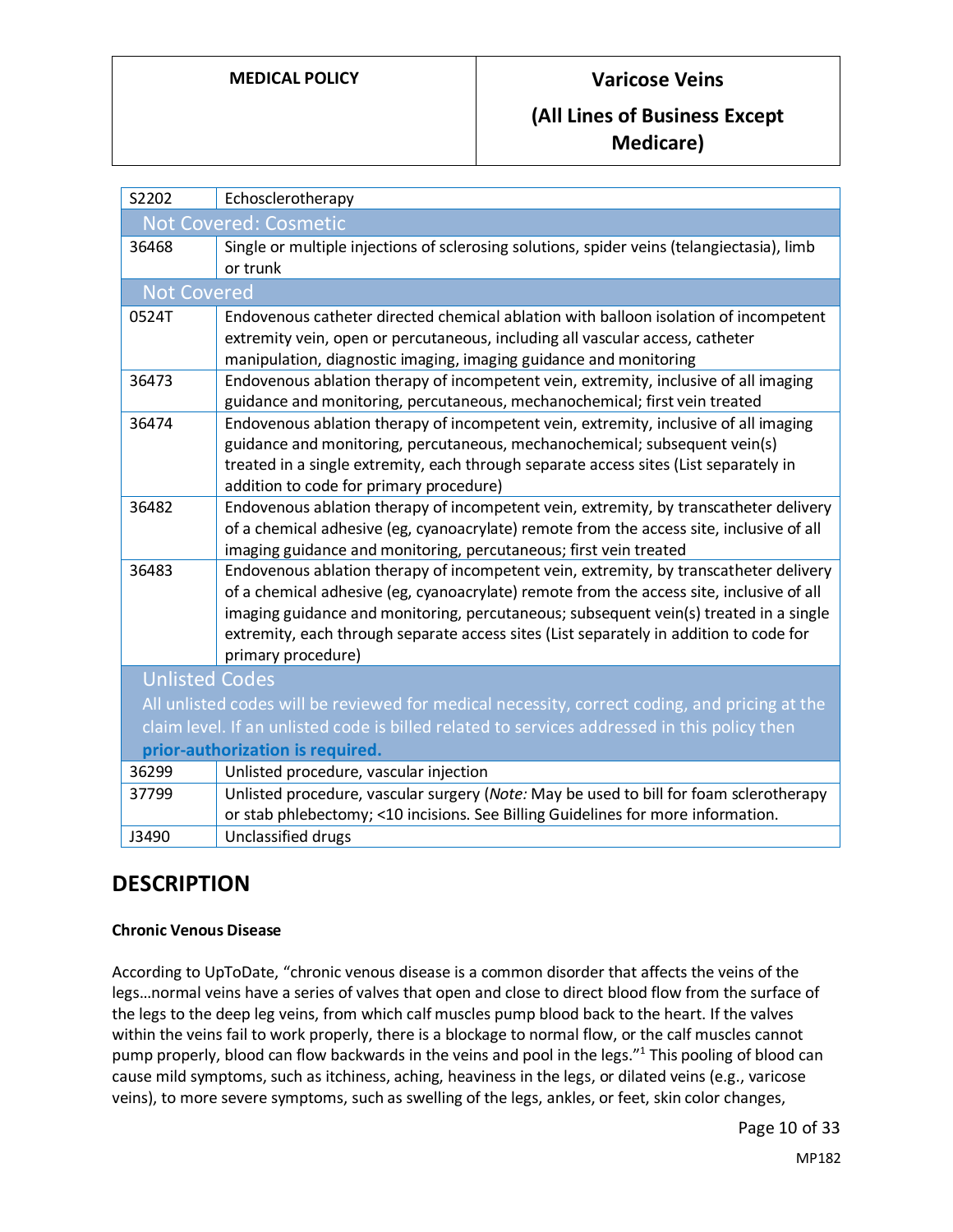| | |
|---|---|
| S2202 | Echosclerotherapy |
| **Not Covered: Cosmetic** | |
| 36468 | Single or multiple injections of sclerosing solutions, spider veins (telangiectasia), limb or trunk |
| **Not Covered** | |
| 0524T | Endovenous catheter directed chemical ablation with balloon isolation of incompetent extremity vein, open or percutaneous, including all vascular access, catheter manipulation, diagnostic imaging, imaging guidance and monitoring |
| 36473 | Endovenous ablation therapy of incompetent vein, extremity, inclusive of all imaging guidance and monitoring, percutaneous, mechanochemical; first vein treated |
| 36474 | Endovenous ablation therapy of incompetent vein, extremity, inclusive of all imaging guidance and monitoring, percutaneous, mechanochemical; subsequent vein(s) treated in a single extremity, each through separate access sites (List separately in addition to code for primary procedure) |
| 36482 | Endovenous ablation therapy of incompetent vein, extremity, by transcatheter delivery of a chemical adhesive (eg, cyanoacrylate) remote from the access site, inclusive of all imaging guidance and monitoring, percutaneous; first vein treated |
| 36483 | Endovenous ablation therapy of incompetent vein, extremity, by transcatheter delivery of a chemical adhesive (eg, cyanoacrylate) remote from the access site, inclusive of all imaging guidance and monitoring, percutaneous; subsequent vein(s) treated in a single extremity, each through separate access sites (List separately in addition to code for primary procedure) |
| **Unlisted Codes**<br>All unlisted codes will be reviewed for medical necessity, correct coding, and pricing at the claim level. If an unlisted code is billed related to services addressed in this policy then **prior-authorization is required.** | |
| 36299 | Unlisted procedure, vascular injection |
| 37799 | Unlisted procedure, vascular surgery (*Note:* May be used to bill for foam sclerotherapy or stab phlebectomy; <10 incisions. See Billing Guidelines for more information. |
| J3490 | Unclassified drugs |

## DESCRIPTION

### Chronic Venous Disease

According to UpToDate, "chronic venous disease is a common disorder that affects the veins of the legs…normal veins have a series of valves that open and close to direct blood flow from the surface of the legs to the deep leg veins, from which calf muscles pump blood back to the heart. If the valves within the veins fail to work properly, there is a blockage to normal flow, or the calf muscles cannot pump properly, blood can flow backwards in the veins and pool in the legs."[1] This pooling of blood can cause mild symptoms, such as itchiness, aching, heaviness in the legs, or dilated veins (e.g., varicose veins), to more severe symptoms, such as swelling of the legs, ankles, or feet, skin color changes,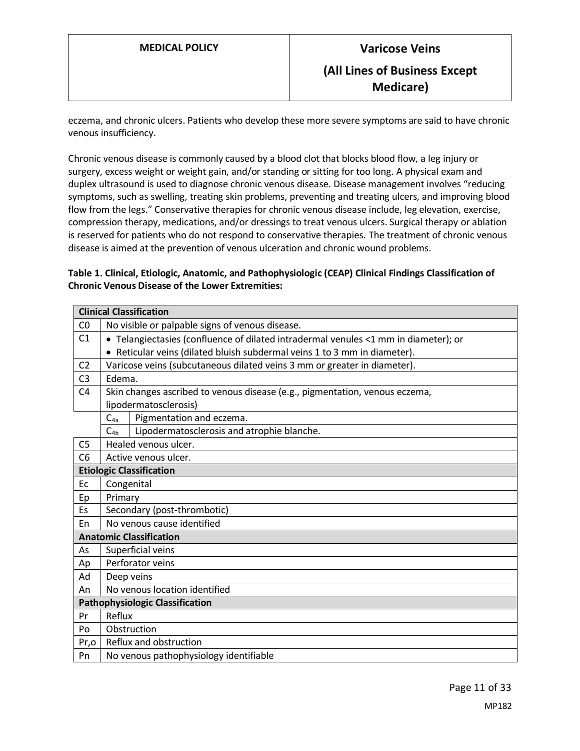eczema, and chronic ulcers. Patients who develop these more severe symptoms are said to have chronic venous insufficiency.

Chronic venous disease is commonly caused by a blood clot that blocks blood flow, a leg injury or surgery, excess weight or weight gain, and/or standing or sitting for too long. A physical exam and duplex ultrasound is used to diagnose chronic venous disease. Disease management involves "reducing symptoms, such as swelling, treating skin problems, preventing and treating ulcers, and improving blood flow from the legs." Conservative therapies for chronic venous disease include, leg elevation, exercise, compression therapy, medications, and/or dressings to treat venous ulcers. Surgical therapy or ablation is reserved for patients who do not respond to conservative therapies. The treatment of chronic venous disease is aimed at the prevention of venous ulceration and chronic wound problems.

**Table 1. Clinical, Etiologic, Anatomic, and Pathophysiologic (CEAP) Clinical Findings Classification of Chronic Venous Disease of the Lower Extremities:**

| **Clinical Classification** | | |
|---|---|---|
| C0 | No visible or palpable signs of venous disease. | |
| C1 | • Telangiectasies (confluence of dilated intradermal venules <1 mm in diameter); or<br>• Reticular veins (dilated bluish subdermal veins 1 to 3 mm in diameter). | |
| C2 | Varicose veins (subcutaneous dilated veins 3 mm or greater in diameter). | |
| C3 | Edema. | |
| C4 | Skin changes ascribed to venous disease (e.g., pigmentation, venous eczema, lipodermatosclerosis) | |
| | $C_{4a}$ | Pigmentation and eczema. |
| | $C_{4b}$ | Lipodermatosclerosis and atrophie blanche. |
| C5 | Healed venous ulcer. | |
| C6 | Active venous ulcer. | |
| **Etiologic Classification** | | |
| Ec | Congenital | |
| Ep | Primary | |
| Es | Secondary (post-thrombotic) | |
| En | No venous cause identified | |
| **Anatomic Classification** | | |
| As | Superficial veins | |
| Ap | Perforator veins | |
| Ad | Deep veins | |
| An | No venous location identified | |
| **Pathophysiologic Classification** | | |
| Pr | Reflux | |
| Po | Obstruction | |
| Pr,o | Reflux and obstruction | |
| Pn | No venous pathophysiology identifiable | |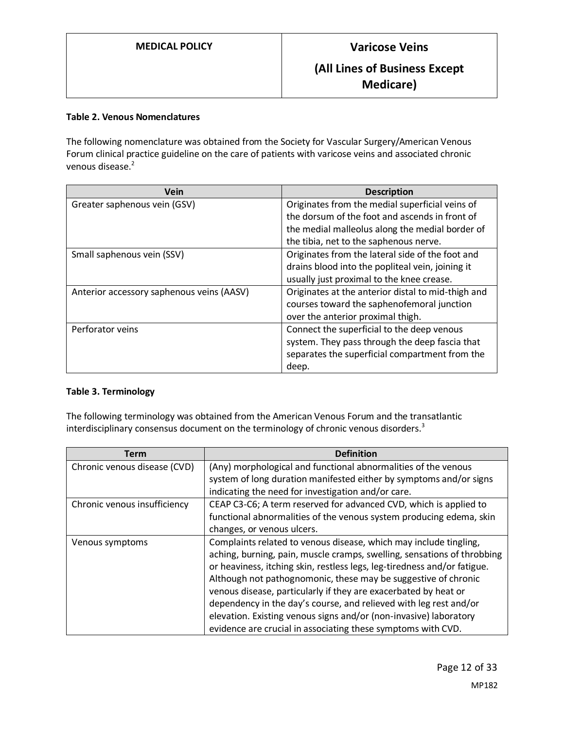**Table 2. Venous Nomenclatures**

The following nomenclature was obtained from the Society for Vascular Surgery/American Venous Forum clinical practice guideline on the care of patients with varicose veins and associated chronic venous disease.[2]

| Vein | Description |
|---|---|
| Greater saphenous vein (GSV) | Originates from the medial superficial veins of the dorsum of the foot and ascends in front of the medial malleolus along the medial border of the tibia, net to the saphenous nerve. |
| Small saphenous vein (SSV) | Originates from the lateral side of the foot and drains blood into the popliteal vein, joining it usually just proximal to the knee crease. |
| Anterior accessory saphenous veins (AASV) | Originates at the anterior distal to mid-thigh and courses toward the saphenofemoral junction over the anterior proximal thigh. |
| Perforator veins | Connect the superficial to the deep venous system. They pass through the deep fascia that separates the superficial compartment from the deep. |

**Table 3. Terminology**

The following terminology was obtained from the American Venous Forum and the transatlantic interdisciplinary consensus document on the terminology of chronic venous disorders.[3]

| Term | Definition |
|---|---|
| Chronic venous disease (CVD) | (Any) morphological and functional abnormalities of the venous system of long duration manifested either by symptoms and/or signs indicating the need for investigation and/or care. |
| Chronic venous insufficiency | CEAP C3-C6; A term reserved for advanced CVD, which is applied to functional abnormalities of the venous system producing edema, skin changes, or venous ulcers. |
| Venous symptoms | Complaints related to venous disease, which may include tingling, aching, burning, pain, muscle cramps, swelling, sensations of throbbing or heaviness, itching skin, restless legs, leg-tiredness and/or fatigue. Although not pathognomonic, these may be suggestive of chronic venous disease, particularly if they are exacerbated by heat or dependency in the day's course, and relieved with leg rest and/or elevation. Existing venous signs and/or (non-invasive) laboratory evidence are crucial in associating these symptoms with CVD. |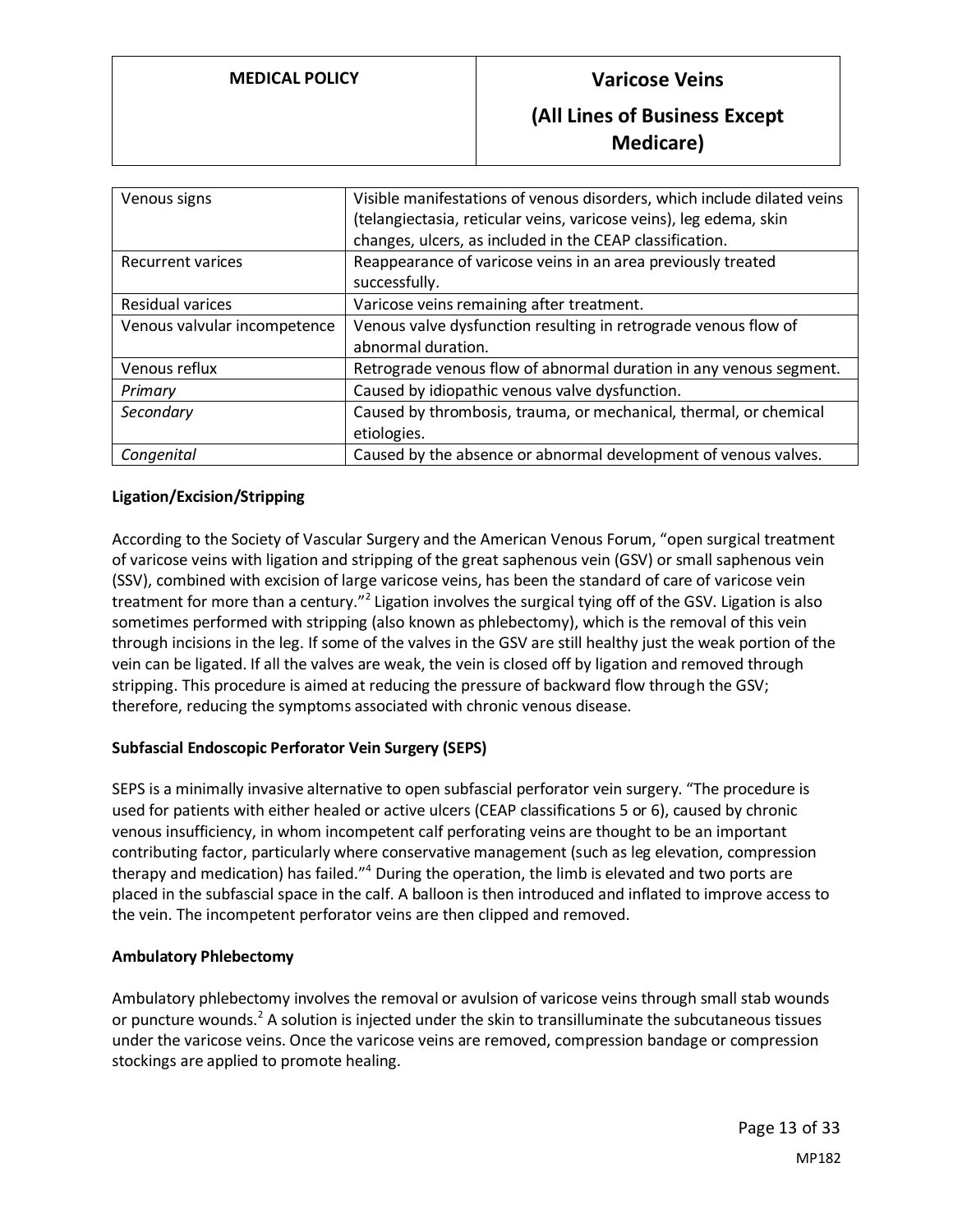| Venous signs | Visible manifestations of venous disorders, which include dilated veins (telangiectasia, reticular veins, varicose veins), leg edema, skin changes, ulcers, as included in the CEAP classification. |
|---|---|
| Recurrent varices | Reappearance of varicose veins in an area previously treated successfully. |
| Residual varices | Varicose veins remaining after treatment. |
| Venous valvular incompetence | Venous valve dysfunction resulting in retrograde venous flow of abnormal duration. |
| Venous reflux | Retrograde venous flow of abnormal duration in any venous segment. |
| *Primary* | Caused by idiopathic venous valve dysfunction. |
| *Secondary* | Caused by thrombosis, trauma, or mechanical, thermal, or chemical etiologies. |
| *Congenital* | Caused by the absence or abnormal development of venous valves. |

**Ligation/Excision/Stripping**

According to the Society of Vascular Surgery and the American Venous Forum, "open surgical treatment of varicose veins with ligation and stripping of the great saphenous vein (GSV) or small saphenous vein (SSV), combined with excision of large varicose veins, has been the standard of care of varicose vein treatment for more than a century."[2] Ligation involves the surgical tying off of the GSV. Ligation is also sometimes performed with stripping (also known as phlebectomy), which is the removal of this vein through incisions in the leg. If some of the valves in the GSV are still healthy just the weak portion of the vein can be ligated. If all the valves are weak, the vein is closed off by ligation and removed through stripping. This procedure is aimed at reducing the pressure of backward flow through the GSV; therefore, reducing the symptoms associated with chronic venous disease.

**Subfascial Endoscopic Perforator Vein Surgery (SEPS)**

SEPS is a minimally invasive alternative to open subfascial perforator vein surgery. "The procedure is used for patients with either healed or active ulcers (CEAP classifications 5 or 6), caused by chronic venous insufficiency, in whom incompetent calf perforating veins are thought to be an important contributing factor, particularly where conservative management (such as leg elevation, compression therapy and medication) has failed."[4] During the operation, the limb is elevated and two ports are placed in the subfascial space in the calf. A balloon is then introduced and inflated to improve access to the vein. The incompetent perforator veins are then clipped and removed.

**Ambulatory Phlebectomy**

Ambulatory phlebectomy involves the removal or avulsion of varicose veins through small stab wounds or puncture wounds.[2] A solution is injected under the skin to transilluminate the subcutaneous tissues under the varicose veins. Once the varicose veins are removed, compression bandage or compression stockings are applied to promote healing.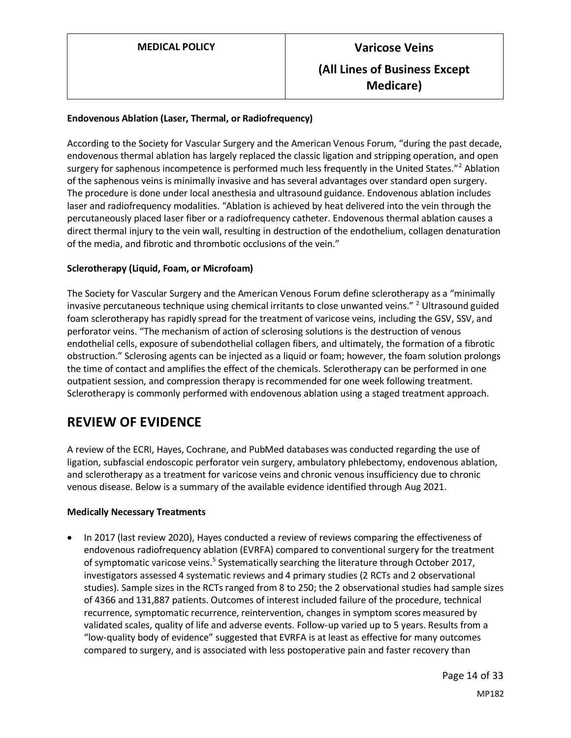**Endovenous Ablation (Laser, Thermal, or Radiofrequency)**

According to the Society for Vascular Surgery and the American Venous Forum, "during the past decade, endovenous thermal ablation has largely replaced the classic ligation and stripping operation, and open surgery for saphenous incompetence is performed much less frequently in the United States."[2] Ablation of the saphenous veins is minimally invasive and has several advantages over standard open surgery. The procedure is done under local anesthesia and ultrasound guidance. Endovenous ablation includes laser and radiofrequency modalities. "Ablation is achieved by heat delivered into the vein through the percutaneously placed laser fiber or a radiofrequency catheter. Endovenous thermal ablation causes a direct thermal injury to the vein wall, resulting in destruction of the endothelium, collagen denaturation of the media, and fibrotic and thrombotic occlusions of the vein."

**Sclerotherapy (Liquid, Foam, or Microfoam)**

The Society for Vascular Surgery and the American Venous Forum define sclerotherapy as a "minimally invasive percutaneous technique using chemical irritants to close unwanted veins." [2] Ultrasound guided foam sclerotherapy has rapidly spread for the treatment of varicose veins, including the GSV, SSV, and perforator veins. "The mechanism of action of sclerosing solutions is the destruction of venous endothelial cells, exposure of subendothelial collagen fibers, and ultimately, the formation of a fibrotic obstruction." Sclerosing agents can be injected as a liquid or foam; however, the foam solution prolongs the time of contact and amplifies the effect of the chemicals. Sclerotherapy can be performed in one outpatient session, and compression therapy is recommended for one week following treatment. Sclerotherapy is commonly performed with endovenous ablation using a staged treatment approach.

## REVIEW OF EVIDENCE

A review of the ECRI, Hayes, Cochrane, and PubMed databases was conducted regarding the use of ligation, subfascial endoscopic perforator vein surgery, ambulatory phlebectomy, endovenous ablation, and sclerotherapy as a treatment for varicose veins and chronic venous insufficiency due to chronic venous disease. Below is a summary of the available evidence identified through Aug 2021.

**Medically Necessary Treatments**

- In 2017 (last review 2020), Hayes conducted a review of reviews comparing the effectiveness of endovenous radiofrequency ablation (EVRFA) compared to conventional surgery for the treatment of symptomatic varicose veins.[5] Systematically searching the literature through October 2017, investigators assessed 4 systematic reviews and 4 primary studies (2 RCTs and 2 observational studies). Sample sizes in the RCTs ranged from 8 to 250; the 2 observational studies had sample sizes of 4366 and 131,887 patients. Outcomes of interest included failure of the procedure, technical recurrence, symptomatic recurrence, reintervention, changes in symptom scores measured by validated scales, quality of life and adverse events. Follow-up varied up to 5 years. Results from a "low-quality body of evidence" suggested that EVRFA is at least as effective for many outcomes compared to surgery, and is associated with less postoperative pain and faster recovery than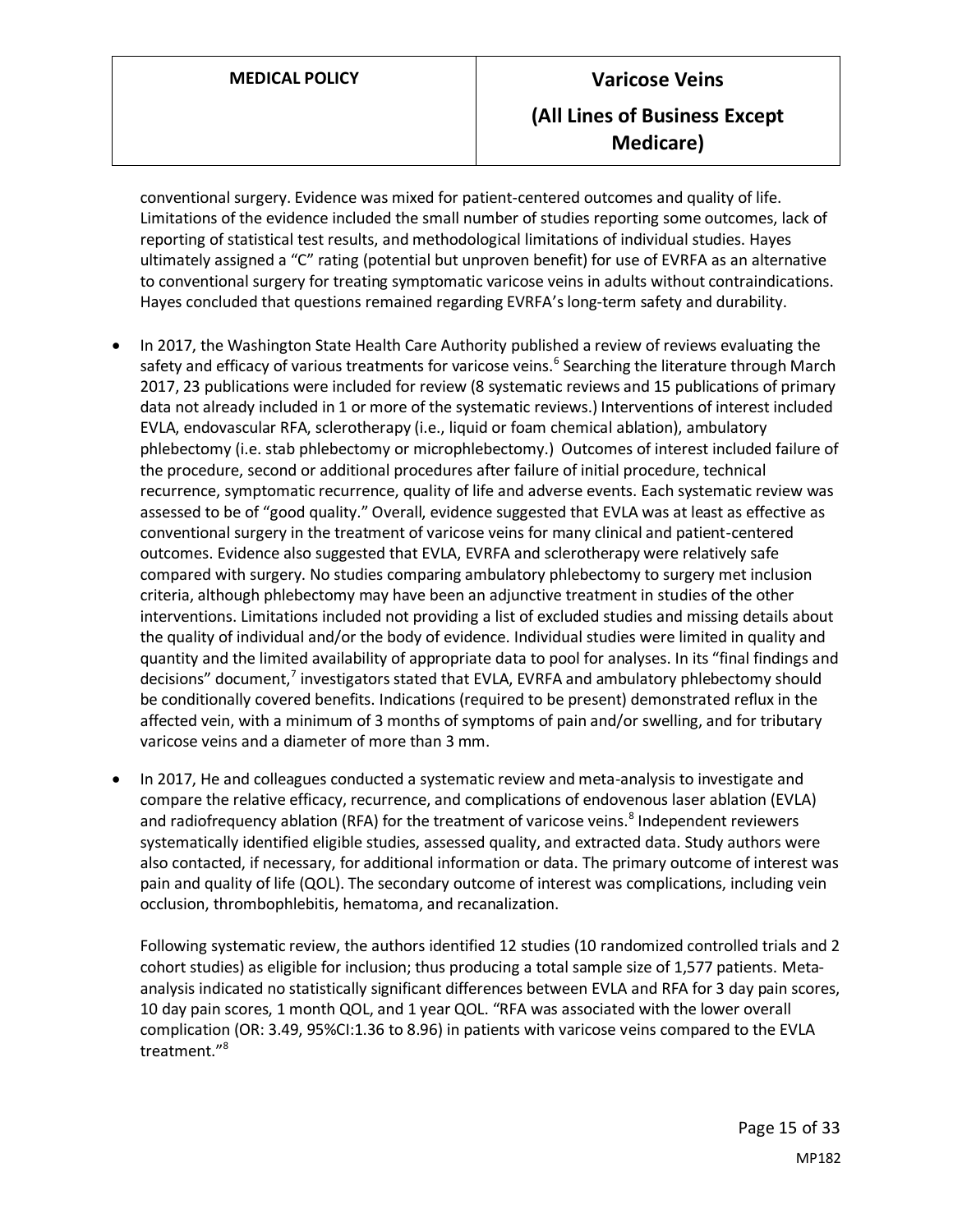conventional surgery. Evidence was mixed for patient-centered outcomes and quality of life. Limitations of the evidence included the small number of studies reporting some outcomes, lack of reporting of statistical test results, and methodological limitations of individual studies. Hayes ultimately assigned a "C" rating (potential but unproven benefit) for use of EVRFA as an alternative to conventional surgery for treating symptomatic varicose veins in adults without contraindications. Hayes concluded that questions remained regarding EVRFA's long-term safety and durability.

- In 2017, the Washington State Health Care Authority published a review of reviews evaluating the safety and efficacy of various treatments for varicose veins.[6] Searching the literature through March 2017, 23 publications were included for review (8 systematic reviews and 15 publications of primary data not already included in 1 or more of the systematic reviews.) Interventions of interest included EVLA, endovascular RFA, sclerotherapy (i.e., liquid or foam chemical ablation), ambulatory phlebectomy (i.e. stab phlebectomy or microphlebectomy.) Outcomes of interest included failure of the procedure, second or additional procedures after failure of initial procedure, technical recurrence, symptomatic recurrence, quality of life and adverse events. Each systematic review was assessed to be of "good quality." Overall, evidence suggested that EVLA was at least as effective as conventional surgery in the treatment of varicose veins for many clinical and patient-centered outcomes. Evidence also suggested that EVLA, EVRFA and sclerotherapy were relatively safe compared with surgery. No studies comparing ambulatory phlebectomy to surgery met inclusion criteria, although phlebectomy may have been an adjunctive treatment in studies of the other interventions. Limitations included not providing a list of excluded studies and missing details about the quality of individual and/or the body of evidence. Individual studies were limited in quality and quantity and the limited availability of appropriate data to pool for analyses. In its "final findings and decisions" document,[7] investigators stated that EVLA, EVRFA and ambulatory phlebectomy should be conditionally covered benefits. Indications (required to be present) demonstrated reflux in the affected vein, with a minimum of 3 months of symptoms of pain and/or swelling, and for tributary varicose veins and a diameter of more than 3 mm.

- In 2017, He and colleagues conducted a systematic review and meta-analysis to investigate and compare the relative efficacy, recurrence, and complications of endovenous laser ablation (EVLA) and radiofrequency ablation (RFA) for the treatment of varicose veins.[8] Independent reviewers systematically identified eligible studies, assessed quality, and extracted data. Study authors were also contacted, if necessary, for additional information or data. The primary outcome of interest was pain and quality of life (QOL). The secondary outcome of interest was complications, including vein occlusion, thrombophlebitis, hematoma, and recanalization.

  Following systematic review, the authors identified 12 studies (10 randomized controlled trials and 2 cohort studies) as eligible for inclusion; thus producing a total sample size of 1,577 patients. Meta-analysis indicated no statistically significant differences between EVLA and RFA for 3 day pain scores, 10 day pain scores, 1 month QOL, and 1 year QOL. "RFA was associated with the lower overall complication (OR: 3.49, 95%CI:1.36 to 8.96) in patients with varicose veins compared to the EVLA treatment."[8]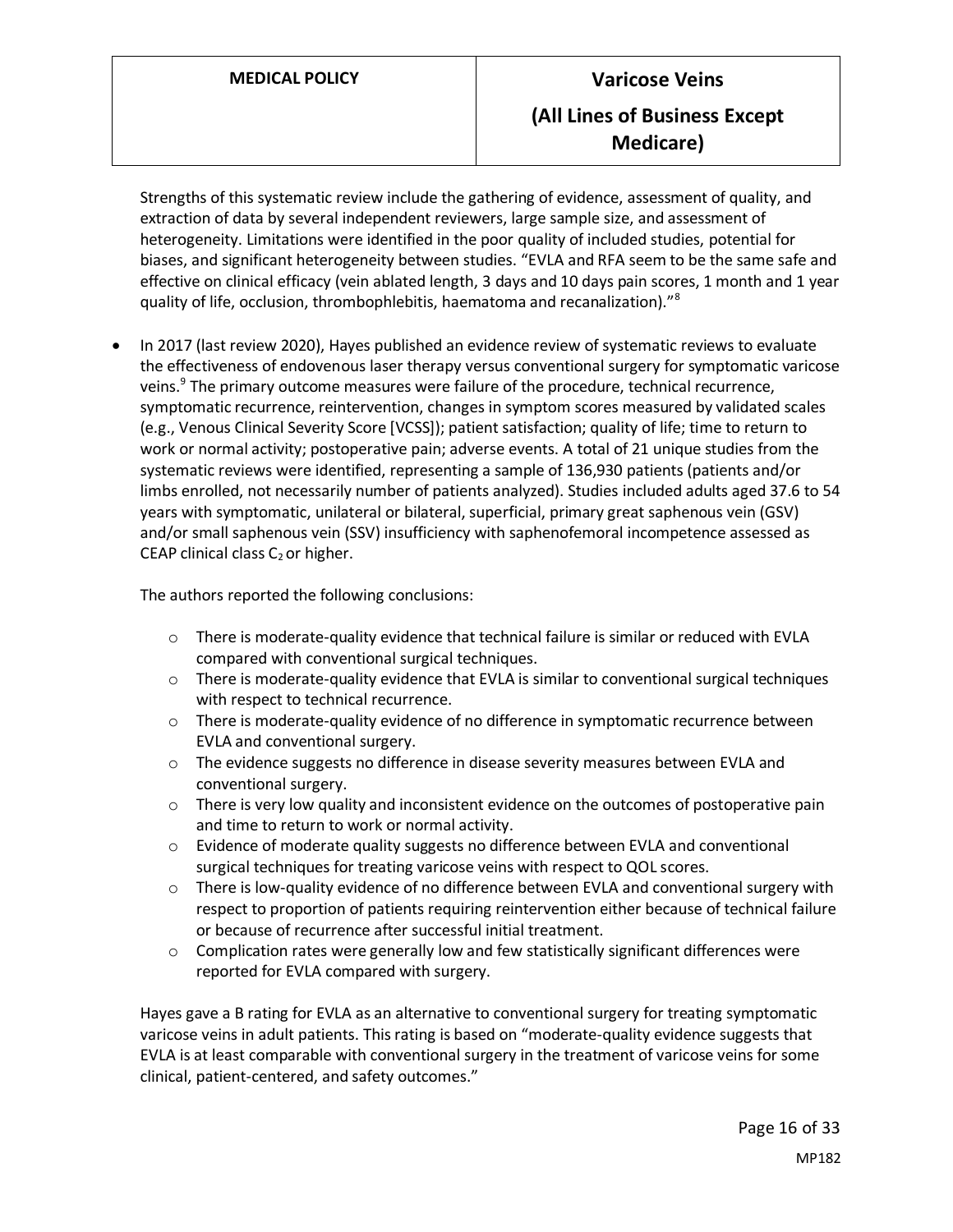Strengths of this systematic review include the gathering of evidence, assessment of quality, and extraction of data by several independent reviewers, large sample size, and assessment of heterogeneity. Limitations were identified in the poor quality of included studies, potential for biases, and significant heterogeneity between studies. "EVLA and RFA seem to be the same safe and effective on clinical efficacy (vein ablated length, 3 days and 10 days pain scores, 1 month and 1 year quality of life, occlusion, thrombophlebitis, haematoma and recanalization)."[8]

- In 2017 (last review 2020), Hayes published an evidence review of systematic reviews to evaluate the effectiveness of endovenous laser therapy versus conventional surgery for symptomatic varicose veins.[9] The primary outcome measures were failure of the procedure, technical recurrence, symptomatic recurrence, reintervention, changes in symptom scores measured by validated scales (e.g., Venous Clinical Severity Score [VCSS]); patient satisfaction; quality of life; time to return to work or normal activity; postoperative pain; adverse events. A total of 21 unique studies from the systematic reviews were identified, representing a sample of 136,930 patients (patients and/or limbs enrolled, not necessarily number of patients analyzed). Studies included adults aged 37.6 to 54 years with symptomatic, unilateral or bilateral, superficial, primary great saphenous vein (GSV) and/or small saphenous vein (SSV) insufficiency with saphenofemoral incompetence assessed as CEAP clinical class $C_2$ or higher.

  The authors reported the following conclusions:

  - There is moderate-quality evidence that technical failure is similar or reduced with EVLA compared with conventional surgical techniques.
  - There is moderate-quality evidence that EVLA is similar to conventional surgical techniques with respect to technical recurrence.
  - There is moderate-quality evidence of no difference in symptomatic recurrence between EVLA and conventional surgery.
  - The evidence suggests no difference in disease severity measures between EVLA and conventional surgery.
  - There is very low quality and inconsistent evidence on the outcomes of postoperative pain and time to return to work or normal activity.
  - Evidence of moderate quality suggests no difference between EVLA and conventional surgical techniques for treating varicose veins with respect to QOL scores.
  - There is low-quality evidence of no difference between EVLA and conventional surgery with respect to proportion of patients requiring reintervention either because of technical failure or because of recurrence after successful initial treatment.
  - Complication rates were generally low and few statistically significant differences were reported for EVLA compared with surgery.

  Hayes gave a B rating for EVLA as an alternative to conventional surgery for treating symptomatic varicose veins in adult patients. This rating is based on "moderate-quality evidence suggests that EVLA is at least comparable with conventional surgery in the treatment of varicose veins for some clinical, patient-centered, and safety outcomes."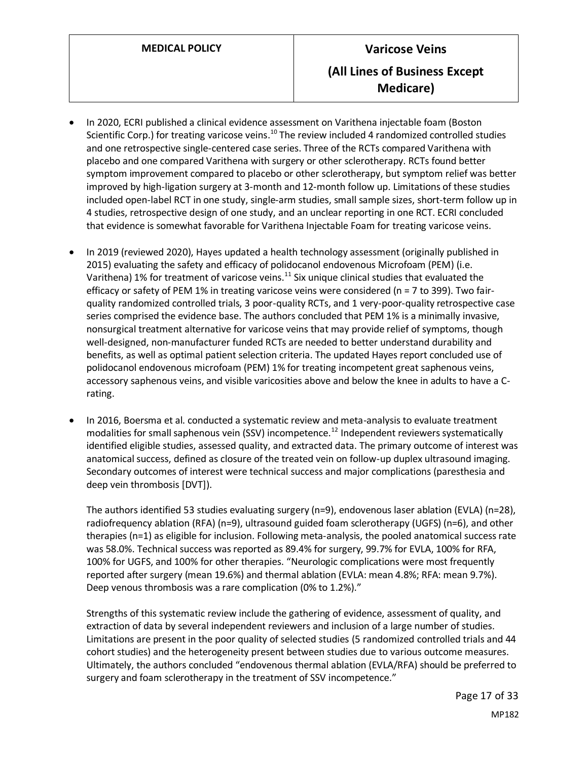- In 2020, ECRI published a clinical evidence assessment on Varithena injectable foam (Boston Scientific Corp.) for treating varicose veins.[10] The review included 4 randomized controlled studies and one retrospective single-centered case series. Three of the RCTs compared Varithena with placebo and one compared Varithena with surgery or other sclerotherapy. RCTs found better symptom improvement compared to placebo or other sclerotherapy, but symptom relief was better improved by high-ligation surgery at 3-month and 12-month follow up. Limitations of these studies included open-label RCT in one study, single-arm studies, small sample sizes, short-term follow up in 4 studies, retrospective design of one study, and an unclear reporting in one RCT. ECRI concluded that evidence is somewhat favorable for Varithena Injectable Foam for treating varicose veins.

- In 2019 (reviewed 2020), Hayes updated a health technology assessment (originally published in 2015) evaluating the safety and efficacy of polidocanol endovenous Microfoam (PEM) (i.e. Varithena) 1% for treatment of varicose veins.[11] Six unique clinical studies that evaluated the efficacy or safety of PEM 1% in treating varicose veins were considered (n = 7 to 399). Two fair-quality randomized controlled trials, 3 poor-quality RCTs, and 1 very-poor-quality retrospective case series comprised the evidence base. The authors concluded that PEM 1% is a minimally invasive, nonsurgical treatment alternative for varicose veins that may provide relief of symptoms, though well-designed, non-manufacturer funded RCTs are needed to better understand durability and benefits, as well as optimal patient selection criteria. The updated Hayes report concluded use of polidocanol endovenous microfoam (PEM) 1% for treating incompetent great saphenous veins, accessory saphenous veins, and visible varicosities above and below the knee in adults to have a C-rating.

- In 2016, Boersma et al. conducted a systematic review and meta-analysis to evaluate treatment modalities for small saphenous vein (SSV) incompetence.[12] Independent reviewers systematically identified eligible studies, assessed quality, and extracted data. The primary outcome of interest was anatomical success, defined as closure of the treated vein on follow-up duplex ultrasound imaging. Secondary outcomes of interest were technical success and major complications (paresthesia and deep vein thrombosis [DVT]).

  The authors identified 53 studies evaluating surgery (n=9), endovenous laser ablation (EVLA) (n=28), radiofrequency ablation (RFA) (n=9), ultrasound guided foam sclerotherapy (UGFS) (n=6), and other therapies (n=1) as eligible for inclusion. Following meta-analysis, the pooled anatomical success rate was 58.0%. Technical success was reported as 89.4% for surgery, 99.7% for EVLA, 100% for RFA, 100% for UGFS, and 100% for other therapies. "Neurologic complications were most frequently reported after surgery (mean 19.6%) and thermal ablation (EVLA: mean 4.8%; RFA: mean 9.7%). Deep venous thrombosis was a rare complication (0% to 1.2%)."

  Strengths of this systematic review include the gathering of evidence, assessment of quality, and extraction of data by several independent reviewers and inclusion of a large number of studies. Limitations are present in the poor quality of selected studies (5 randomized controlled trials and 44 cohort studies) and the heterogeneity present between studies due to various outcome measures. Ultimately, the authors concluded "endovenous thermal ablation (EVLA/RFA) should be preferred to surgery and foam sclerotherapy in the treatment of SSV incompetence."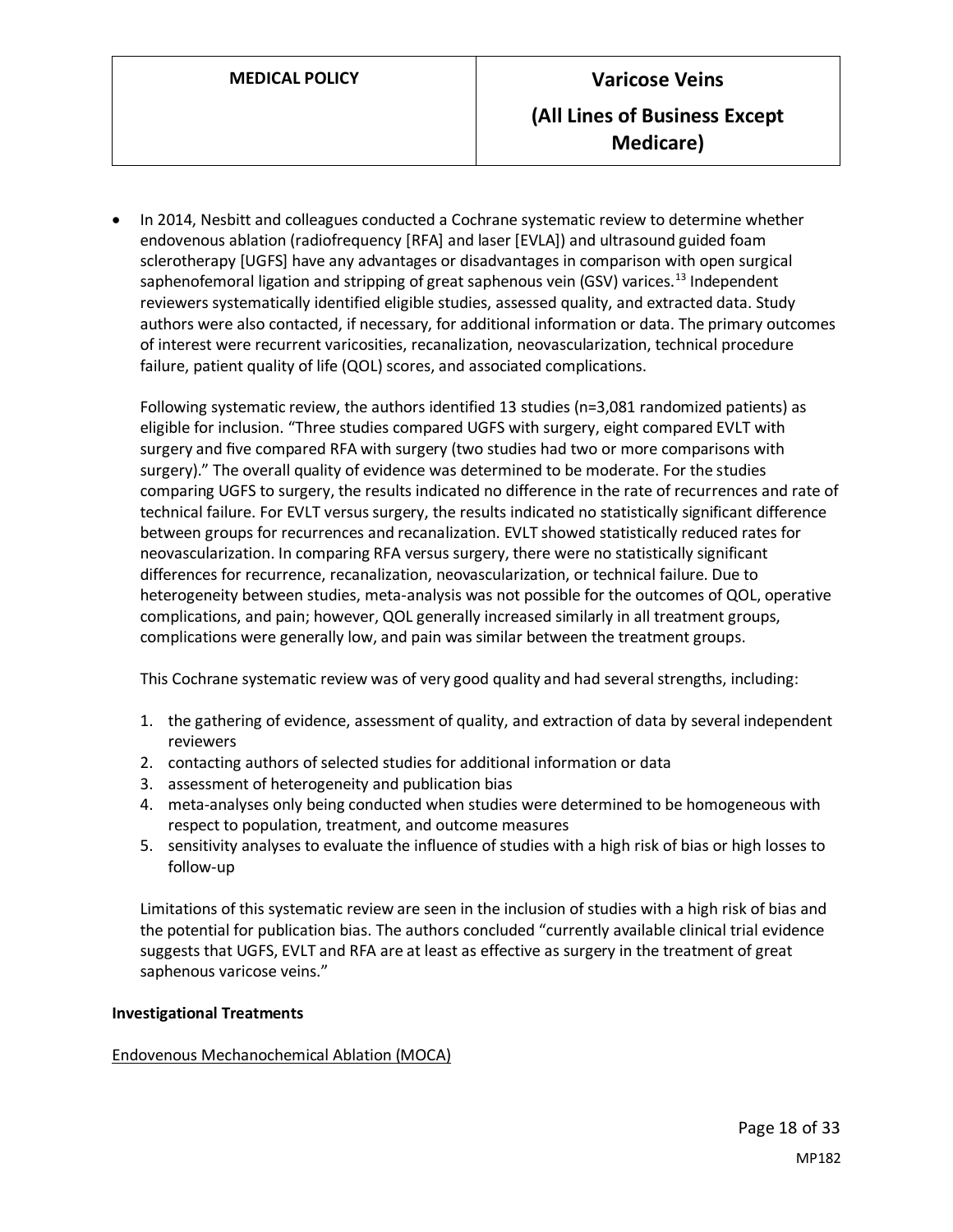- In 2014, Nesbitt and colleagues conducted a Cochrane systematic review to determine whether endovenous ablation (radiofrequency [RFA] and laser [EVLA]) and ultrasound guided foam sclerotherapy [UGFS] have any advantages or disadvantages in comparison with open surgical saphenofemoral ligation and stripping of great saphenous vein (GSV) varices.[13] Independent reviewers systematically identified eligible studies, assessed quality, and extracted data. Study authors were also contacted, if necessary, for additional information or data. The primary outcomes of interest were recurrent varicosities, recanalization, neovascularization, technical procedure failure, patient quality of life (QOL) scores, and associated complications.

  Following systematic review, the authors identified 13 studies (n=3,081 randomized patients) as eligible for inclusion. "Three studies compared UGFS with surgery, eight compared EVLT with surgery and five compared RFA with surgery (two studies had two or more comparisons with surgery)." The overall quality of evidence was determined to be moderate. For the studies comparing UGFS to surgery, the results indicated no difference in the rate of recurrences and rate of technical failure. For EVLT versus surgery, the results indicated no statistically significant difference between groups for recurrences and recanalization. EVLT showed statistically reduced rates for neovascularization. In comparing RFA versus surgery, there were no statistically significant differences for recurrence, recanalization, neovascularization, or technical failure. Due to heterogeneity between studies, meta-analysis was not possible for the outcomes of QOL, operative complications, and pain; however, QOL generally increased similarly in all treatment groups, complications were generally low, and pain was similar between the treatment groups.

  This Cochrane systematic review was of very good quality and had several strengths, including:

  1. the gathering of evidence, assessment of quality, and extraction of data by several independent reviewers
  2. contacting authors of selected studies for additional information or data
  3. assessment of heterogeneity and publication bias
  4. meta-analyses only being conducted when studies were determined to be homogeneous with respect to population, treatment, and outcome measures
  5. sensitivity analyses to evaluate the influence of studies with a high risk of bias or high losses to follow-up

  Limitations of this systematic review are seen in the inclusion of studies with a high risk of bias and the potential for publication bias. The authors concluded "currently available clinical trial evidence suggests that UGFS, EVLT and RFA are at least as effective as surgery in the treatment of great saphenous varicose veins."

**Investigational Treatments**

<u>Endovenous Mechanochemical Ablation (MOCA)</u>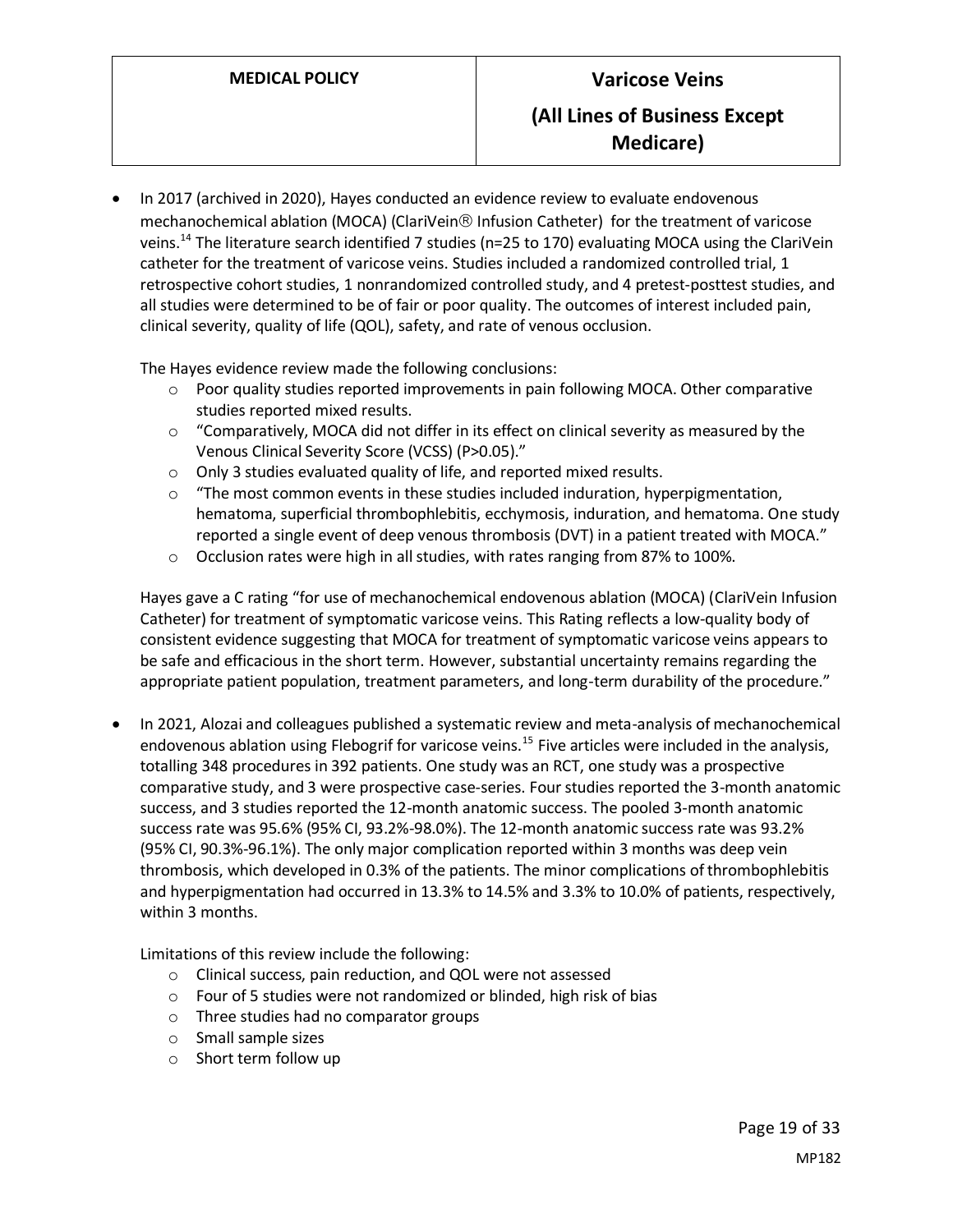- In 2017 (archived in 2020), Hayes conducted an evidence review to evaluate endovenous mechanochemical ablation (MOCA) (ClariVein® Infusion Catheter) for the treatment of varicose veins.[14] The literature search identified 7 studies (n=25 to 170) evaluating MOCA using the ClariVein catheter for the treatment of varicose veins. Studies included a randomized controlled trial, 1 retrospective cohort studies, 1 nonrandomized controlled study, and 4 pretest-posttest studies, and all studies were determined to be of fair or poor quality. The outcomes of interest included pain, clinical severity, quality of life (QOL), safety, and rate of venous occlusion.

  The Hayes evidence review made the following conclusions:
  - Poor quality studies reported improvements in pain following MOCA. Other comparative studies reported mixed results.
  - "Comparatively, MOCA did not differ in its effect on clinical severity as measured by the Venous Clinical Severity Score (VCSS) (P>0.05)."
  - Only 3 studies evaluated quality of life, and reported mixed results.
  - "The most common events in these studies included induration, hyperpigmentation, hematoma, superficial thrombophlebitis, ecchymosis, induration, and hematoma. One study reported a single event of deep venous thrombosis (DVT) in a patient treated with MOCA."
  - Occlusion rates were high in all studies, with rates ranging from 87% to 100%.

  Hayes gave a C rating "for use of mechanochemical endovenous ablation (MOCA) (ClariVein Infusion Catheter) for treatment of symptomatic varicose veins. This Rating reflects a low-quality body of consistent evidence suggesting that MOCA for treatment of symptomatic varicose veins appears to be safe and efficacious in the short term. However, substantial uncertainty remains regarding the appropriate patient population, treatment parameters, and long-term durability of the procedure."

- In 2021, Alozai and colleagues published a systematic review and meta-analysis of mechanochemical endovenous ablation using Flebogrif for varicose veins.[15] Five articles were included in the analysis, totalling 348 procedures in 392 patients. One study was an RCT, one study was a prospective comparative study, and 3 were prospective case-series. Four studies reported the 3-month anatomic success, and 3 studies reported the 12-month anatomic success. The pooled 3-month anatomic success rate was 95.6% (95% CI, 93.2%-98.0%). The 12-month anatomic success rate was 93.2% (95% CI, 90.3%-96.1%). The only major complication reported within 3 months was deep vein thrombosis, which developed in 0.3% of the patients. The minor complications of thrombophlebitis and hyperpigmentation had occurred in 13.3% to 14.5% and 3.3% to 10.0% of patients, respectively, within 3 months.

  Limitations of this review include the following:
  - Clinical success, pain reduction, and QOL were not assessed
  - Four of 5 studies were not randomized or blinded, high risk of bias
  - Three studies had no comparator groups
  - Small sample sizes
  - Short term follow up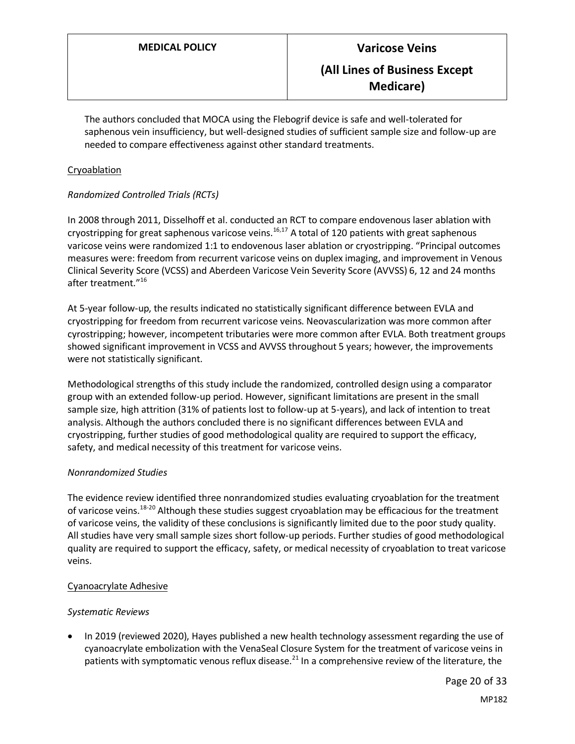The authors concluded that MOCA using the Flebogrif device is safe and well-tolerated for saphenous vein insufficiency, but well-designed studies of sufficient sample size and follow-up are needed to compare effectiveness against other standard treatments.

Cryoablation

*Randomized Controlled Trials (RCTs)*

In 2008 through 2011, Disselhoff et al. conducted an RCT to compare endovenous laser ablation with cryostripping for great saphenous varicose veins.[16,17] A total of 120 patients with great saphenous varicose veins were randomized 1:1 to endovenous laser ablation or cryostripping. "Principal outcomes measures were: freedom from recurrent varicose veins on duplex imaging, and improvement in Venous Clinical Severity Score (VCSS) and Aberdeen Varicose Vein Severity Score (AVVSS) 6, 12 and 24 months after treatment."[16]

At 5-year follow-up, the results indicated no statistically significant difference between EVLA and cryostripping for freedom from recurrent varicose veins. Neovascularization was more common after cyrostripping; however, incompetent tributaries were more common after EVLA. Both treatment groups showed significant improvement in VCSS and AVVSS throughout 5 years; however, the improvements were not statistically significant.

Methodological strengths of this study include the randomized, controlled design using a comparator group with an extended follow-up period. However, significant limitations are present in the small sample size, high attrition (31% of patients lost to follow-up at 5-years), and lack of intention to treat analysis. Although the authors concluded there is no significant differences between EVLA and cryostripping, further studies of good methodological quality are required to support the efficacy, safety, and medical necessity of this treatment for varicose veins.

*Nonrandomized Studies*

The evidence review identified three nonrandomized studies evaluating cryoablation for the treatment of varicose veins.[18-20] Although these studies suggest cryoablation may be efficacious for the treatment of varicose veins, the validity of these conclusions is significantly limited due to the poor study quality. All studies have very small sample sizes short follow-up periods. Further studies of good methodological quality are required to support the efficacy, safety, or medical necessity of cryoablation to treat varicose veins.

Cyanoacrylate Adhesive

*Systematic Reviews*

- In 2019 (reviewed 2020), Hayes published a new health technology assessment regarding the use of cyanoacrylate embolization with the VenaSeal Closure System for the treatment of varicose veins in patients with symptomatic venous reflux disease.[21] In a comprehensive review of the literature, the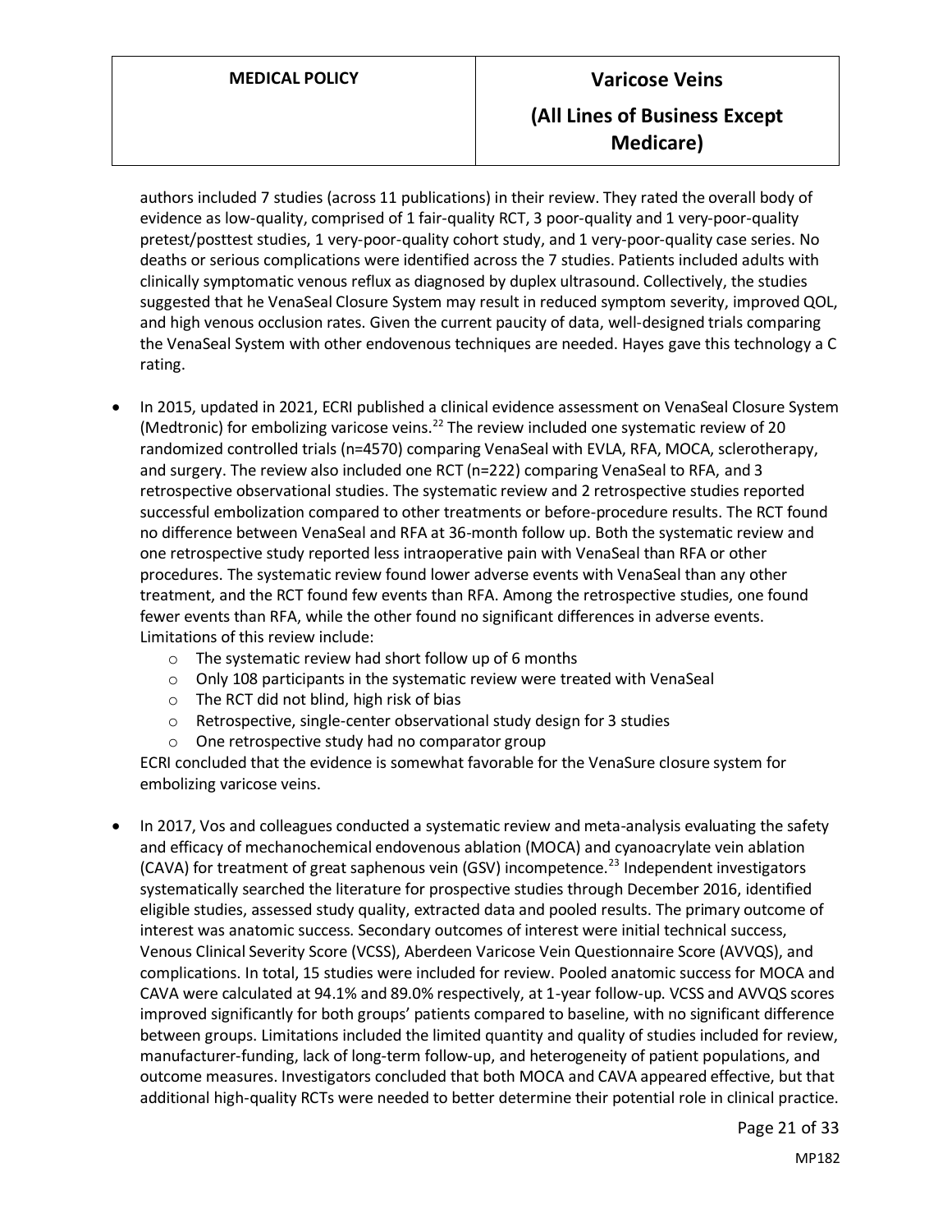authors included 7 studies (across 11 publications) in their review. They rated the overall body of evidence as low-quality, comprised of 1 fair-quality RCT, 3 poor-quality and 1 very-poor-quality pretest/posttest studies, 1 very-poor-quality cohort study, and 1 very-poor-quality case series. No deaths or serious complications were identified across the 7 studies. Patients included adults with clinically symptomatic venous reflux as diagnosed by duplex ultrasound. Collectively, the studies suggested that he VenaSeal Closure System may result in reduced symptom severity, improved QOL, and high venous occlusion rates. Given the current paucity of data, well-designed trials comparing the VenaSeal System with other endovenous techniques are needed. Hayes gave this technology a C rating.

- In 2015, updated in 2021, ECRI published a clinical evidence assessment on VenaSeal Closure System (Medtronic) for embolizing varicose veins.[22] The review included one systematic review of 20 randomized controlled trials (n=4570) comparing VenaSeal with EVLA, RFA, MOCA, sclerotherapy, and surgery. The review also included one RCT (n=222) comparing VenaSeal to RFA, and 3 retrospective observational studies. The systematic review and 2 retrospective studies reported successful embolization compared to other treatments or before-procedure results. The RCT found no difference between VenaSeal and RFA at 36-month follow up. Both the systematic review and one retrospective study reported less intraoperative pain with VenaSeal than RFA or other procedures. The systematic review found lower adverse events with VenaSeal than any other treatment, and the RCT found few events than RFA. Among the retrospective studies, one found fewer events than RFA, while the other found no significant differences in adverse events. Limitations of this review include:
  - The systematic review had short follow up of 6 months
  - Only 108 participants in the systematic review were treated with VenaSeal
  - The RCT did not blind, high risk of bias
  - Retrospective, single-center observational study design for 3 studies
  - One retrospective study had no comparator group

  ECRI concluded that the evidence is somewhat favorable for the VenaSure closure system for embolizing varicose veins.

- In 2017, Vos and colleagues conducted a systematic review and meta-analysis evaluating the safety and efficacy of mechanochemical endovenous ablation (MOCA) and cyanoacrylate vein ablation (CAVA) for treatment of great saphenous vein (GSV) incompetence.[23] Independent investigators systematically searched the literature for prospective studies through December 2016, identified eligible studies, assessed study quality, extracted data and pooled results. The primary outcome of interest was anatomic success. Secondary outcomes of interest were initial technical success, Venous Clinical Severity Score (VCSS), Aberdeen Varicose Vein Questionnaire Score (AVVQS), and complications. In total, 15 studies were included for review. Pooled anatomic success for MOCA and CAVA were calculated at 94.1% and 89.0% respectively, at 1-year follow-up. VCSS and AVVQS scores improved significantly for both groups' patients compared to baseline, with no significant difference between groups. Limitations included the limited quantity and quality of studies included for review, manufacturer-funding, lack of long-term follow-up, and heterogeneity of patient populations, and outcome measures. Investigators concluded that both MOCA and CAVA appeared effective, but that additional high-quality RCTs were needed to better determine their potential role in clinical practice.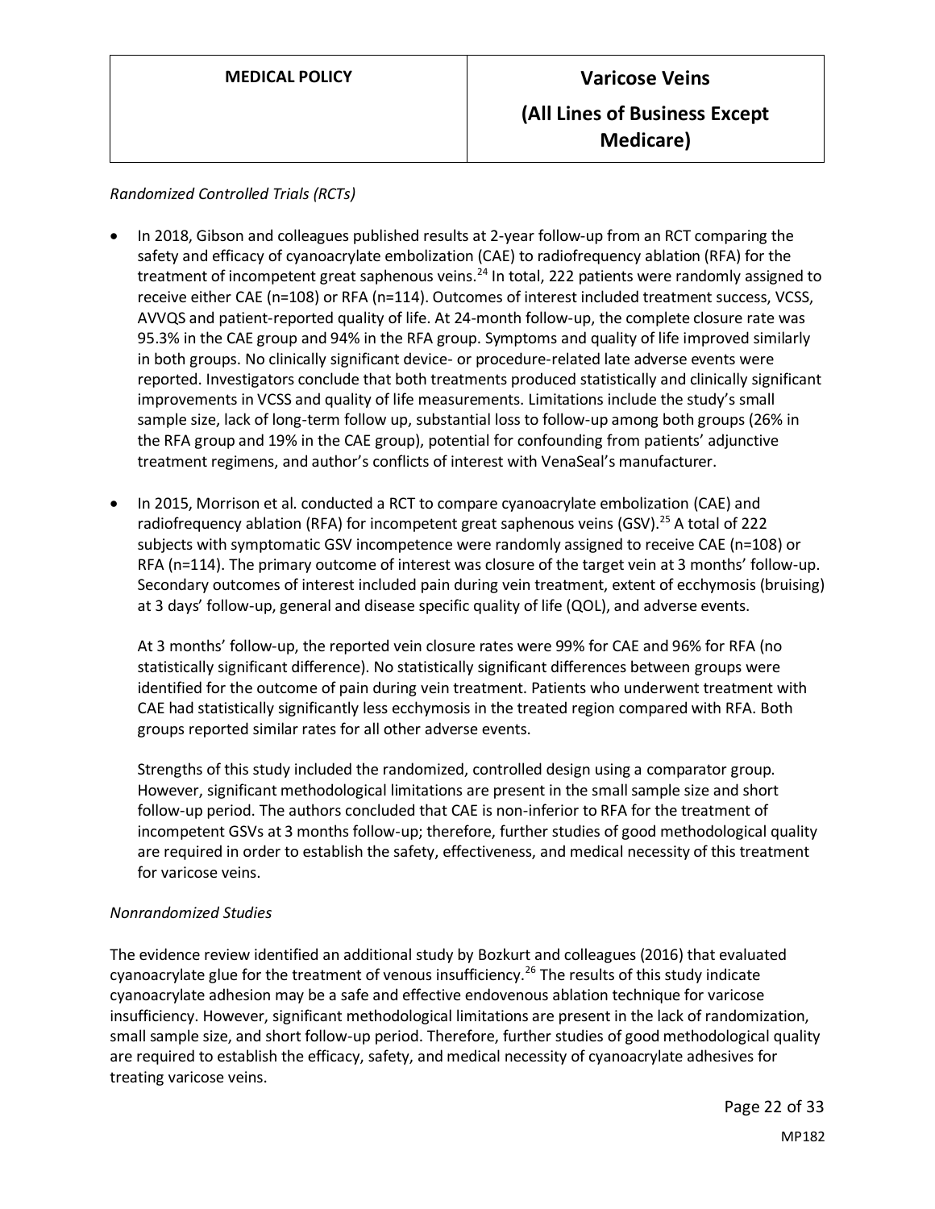*Randomized Controlled Trials (RCTs)*

- In 2018, Gibson and colleagues published results at 2-year follow-up from an RCT comparing the safety and efficacy of cyanoacrylate embolization (CAE) to radiofrequency ablation (RFA) for the treatment of incompetent great saphenous veins.[24] In total, 222 patients were randomly assigned to receive either CAE (n=108) or RFA (n=114). Outcomes of interest included treatment success, VCSS, AVVQS and patient-reported quality of life. At 24-month follow-up, the complete closure rate was 95.3% in the CAE group and 94% in the RFA group. Symptoms and quality of life improved similarly in both groups. No clinically significant device- or procedure-related late adverse events were reported. Investigators conclude that both treatments produced statistically and clinically significant improvements in VCSS and quality of life measurements. Limitations include the study's small sample size, lack of long-term follow up, substantial loss to follow-up among both groups (26% in the RFA group and 19% in the CAE group), potential for confounding from patients' adjunctive treatment regimens, and author's conflicts of interest with VenaSeal's manufacturer.

- In 2015, Morrison et al. conducted a RCT to compare cyanoacrylate embolization (CAE) and radiofrequency ablation (RFA) for incompetent great saphenous veins (GSV).[25] A total of 222 subjects with symptomatic GSV incompetence were randomly assigned to receive CAE (n=108) or RFA (n=114). The primary outcome of interest was closure of the target vein at 3 months' follow-up. Secondary outcomes of interest included pain during vein treatment, extent of ecchymosis (bruising) at 3 days' follow-up, general and disease specific quality of life (QOL), and adverse events.

  At 3 months' follow-up, the reported vein closure rates were 99% for CAE and 96% for RFA (no statistically significant difference). No statistically significant differences between groups were identified for the outcome of pain during vein treatment. Patients who underwent treatment with CAE had statistically significantly less ecchymosis in the treated region compared with RFA. Both groups reported similar rates for all other adverse events.

  Strengths of this study included the randomized, controlled design using a comparator group. However, significant methodological limitations are present in the small sample size and short follow-up period. The authors concluded that CAE is non-inferior to RFA for the treatment of incompetent GSVs at 3 months follow-up; therefore, further studies of good methodological quality are required in order to establish the safety, effectiveness, and medical necessity of this treatment for varicose veins.

*Nonrandomized Studies*

The evidence review identified an additional study by Bozkurt and colleagues (2016) that evaluated cyanoacrylate glue for the treatment of venous insufficiency.[26] The results of this study indicate cyanoacrylate adhesion may be a safe and effective endovenous ablation technique for varicose insufficiency. However, significant methodological limitations are present in the lack of randomization, small sample size, and short follow-up period. Therefore, further studies of good methodological quality are required to establish the efficacy, safety, and medical necessity of cyanoacrylate adhesives for treating varicose veins.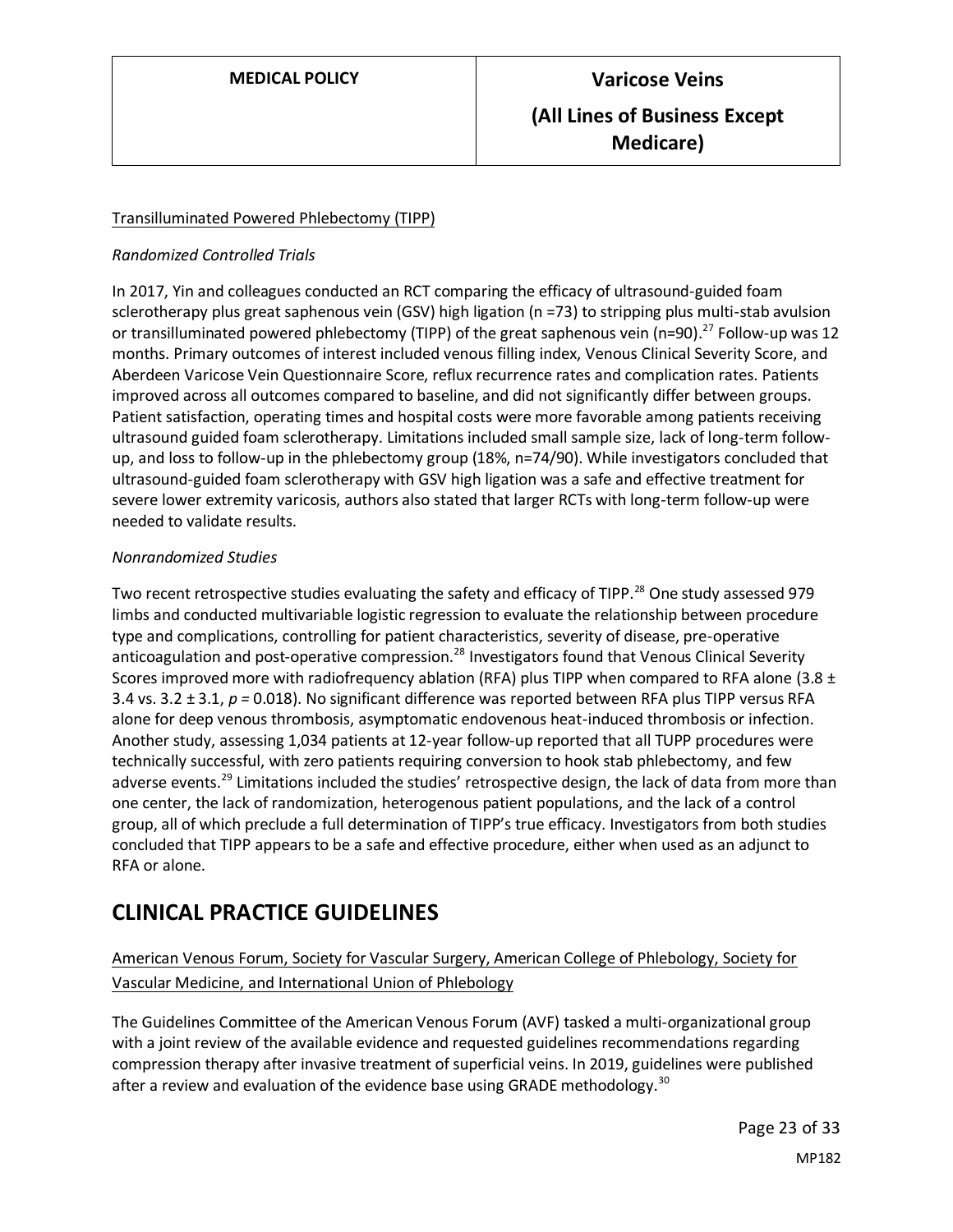Transilluminated Powered Phlebectomy (TIPP)

*Randomized Controlled Trials*

In 2017, Yin and colleagues conducted an RCT comparing the efficacy of ultrasound-guided foam sclerotherapy plus great saphenous vein (GSV) high ligation (n =73) to stripping plus multi-stab avulsion or transilluminated powered phlebectomy (TIPP) of the great saphenous vein (n=90).[27] Follow-up was 12 months. Primary outcomes of interest included venous filling index, Venous Clinical Severity Score, and Aberdeen Varicose Vein Questionnaire Score, reflux recurrence rates and complication rates. Patients improved across all outcomes compared to baseline, and did not significantly differ between groups. Patient satisfaction, operating times and hospital costs were more favorable among patients receiving ultrasound guided foam sclerotherapy. Limitations included small sample size, lack of long-term follow-up, and loss to follow-up in the phlebectomy group (18%, n=74/90). While investigators concluded that ultrasound-guided foam sclerotherapy with GSV high ligation was a safe and effective treatment for severe lower extremity varicosis, authors also stated that larger RCTs with long-term follow-up were needed to validate results.

*Nonrandomized Studies*

Two recent retrospective studies evaluating the safety and efficacy of TIPP.[28] One study assessed 979 limbs and conducted multivariable logistic regression to evaluate the relationship between procedure type and complications, controlling for patient characteristics, severity of disease, pre-operative anticoagulation and post-operative compression.[28] Investigators found that Venous Clinical Severity Scores improved more with radiofrequency ablation (RFA) plus TIPP when compared to RFA alone (3.8 ± 3.4 vs. 3.2 ± 3.1, $p = 0.018$). No significant difference was reported between RFA plus TIPP versus RFA alone for deep venous thrombosis, asymptomatic endovenous heat-induced thrombosis or infection. Another study, assessing 1,034 patients at 12-year follow-up reported that all TUPP procedures were technically successful, with zero patients requiring conversion to hook stab phlebectomy, and few adverse events.[29] Limitations included the studies' retrospective design, the lack of data from more than one center, the lack of randomization, heterogenous patient populations, and the lack of a control group, all of which preclude a full determination of TIPP's true efficacy. Investigators from both studies concluded that TIPP appears to be a safe and effective procedure, either when used as an adjunct to RFA or alone.

# CLINICAL PRACTICE GUIDELINES

American Venous Forum, Society for Vascular Surgery, American College of Phlebology, Society for Vascular Medicine, and International Union of Phlebology

The Guidelines Committee of the American Venous Forum (AVF) tasked a multi-organizational group with a joint review of the available evidence and requested guidelines recommendations regarding compression therapy after invasive treatment of superficial veins. In 2019, guidelines were published after a review and evaluation of the evidence base using GRADE methodology.[30]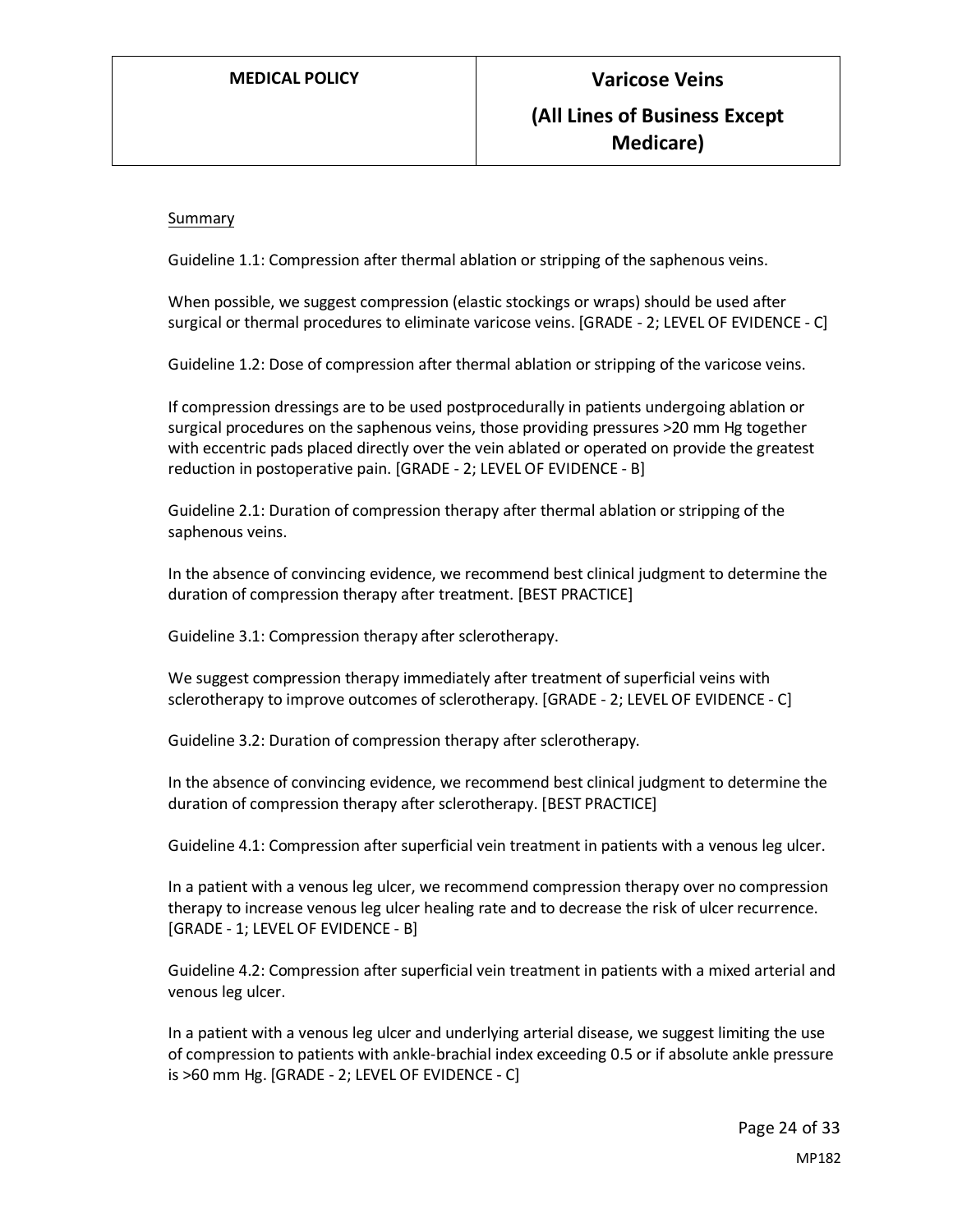Summary

Guideline 1.1: Compression after thermal ablation or stripping of the saphenous veins.

When possible, we suggest compression (elastic stockings or wraps) should be used after surgical or thermal procedures to eliminate varicose veins. [GRADE - 2; LEVEL OF EVIDENCE - C]

Guideline 1.2: Dose of compression after thermal ablation or stripping of the varicose veins.

If compression dressings are to be used postprocedurally in patients undergoing ablation or surgical procedures on the saphenous veins, those providing pressures >20 mm Hg together with eccentric pads placed directly over the vein ablated or operated on provide the greatest reduction in postoperative pain. [GRADE - 2; LEVEL OF EVIDENCE - B]

Guideline 2.1: Duration of compression therapy after thermal ablation or stripping of the saphenous veins.

In the absence of convincing evidence, we recommend best clinical judgment to determine the duration of compression therapy after treatment. [BEST PRACTICE]

Guideline 3.1: Compression therapy after sclerotherapy.

We suggest compression therapy immediately after treatment of superficial veins with sclerotherapy to improve outcomes of sclerotherapy. [GRADE - 2; LEVEL OF EVIDENCE - C]

Guideline 3.2: Duration of compression therapy after sclerotherapy.

In the absence of convincing evidence, we recommend best clinical judgment to determine the duration of compression therapy after sclerotherapy. [BEST PRACTICE]

Guideline 4.1: Compression after superficial vein treatment in patients with a venous leg ulcer.

In a patient with a venous leg ulcer, we recommend compression therapy over no compression therapy to increase venous leg ulcer healing rate and to decrease the risk of ulcer recurrence. [GRADE - 1; LEVEL OF EVIDENCE - B]

Guideline 4.2: Compression after superficial vein treatment in patients with a mixed arterial and venous leg ulcer.

In a patient with a venous leg ulcer and underlying arterial disease, we suggest limiting the use of compression to patients with ankle-brachial index exceeding 0.5 or if absolute ankle pressure is >60 mm Hg. [GRADE - 2; LEVEL OF EVIDENCE - C]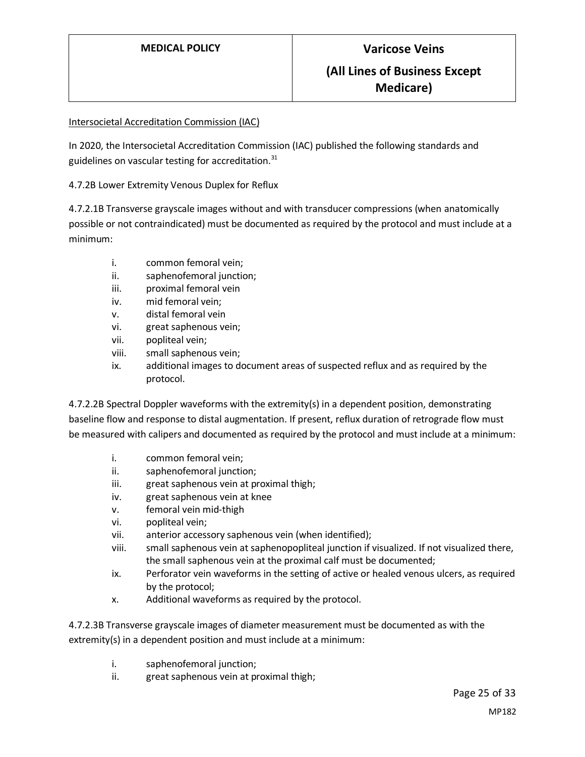Intersocietal Accreditation Commission (IAC)

In 2020, the Intersocietal Accreditation Commission (IAC) published the following standards and guidelines on vascular testing for accreditation.[31]

4.7.2B Lower Extremity Venous Duplex for Reflux

4.7.2.1B Transverse grayscale images without and with transducer compressions (when anatomically possible or not contraindicated) must be documented as required by the protocol and must include at a minimum:

i. common femoral vein;
ii. saphenofemoral junction;
iii. proximal femoral vein
iv. mid femoral vein;
v. distal femoral vein
vi. great saphenous vein;
vii. popliteal vein;
viii. small saphenous vein;
ix. additional images to document areas of suspected reflux and as required by the protocol.

4.7.2.2B Spectral Doppler waveforms with the extremity(s) in a dependent position, demonstrating baseline flow and response to distal augmentation. If present, reflux duration of retrograde flow must be measured with calipers and documented as required by the protocol and must include at a minimum:

i. common femoral vein;
ii. saphenofemoral junction;
iii. great saphenous vein at proximal thigh;
iv. great saphenous vein at knee
v. femoral vein mid-thigh
vi. popliteal vein;
vii. anterior accessory saphenous vein (when identified);
viii. small saphenous vein at saphenopopliteal junction if visualized. If not visualized there, the small saphenous vein at the proximal calf must be documented;
ix. Perforator vein waveforms in the setting of active or healed venous ulcers, as required by the protocol;
x. Additional waveforms as required by the protocol.

4.7.2.3B Transverse grayscale images of diameter measurement must be documented as with the extremity(s) in a dependent position and must include at a minimum:

i. saphenofemoral junction;
ii. great saphenous vein at proximal thigh;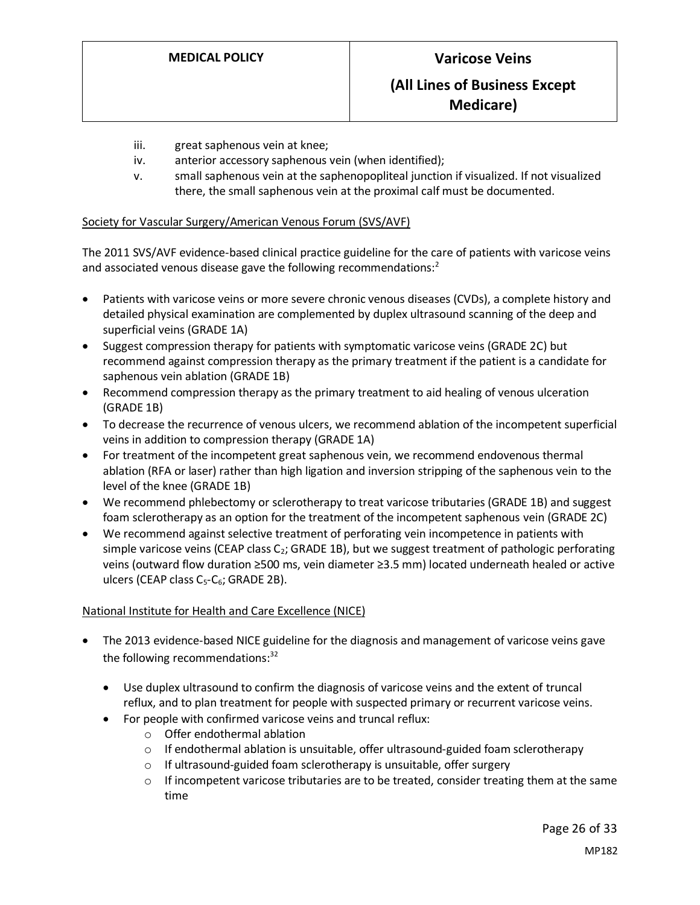iii. great saphenous vein at knee;
iv. anterior accessory saphenous vein (when identified);
v. small saphenous vein at the saphenopopliteal junction if visualized. If not visualized there, the small saphenous vein at the proximal calf must be documented.

Society for Vascular Surgery/American Venous Forum (SVS/AVF)

The 2011 SVS/AVF evidence-based clinical practice guideline for the care of patients with varicose veins and associated venous disease gave the following recommendations:[2]

- Patients with varicose veins or more severe chronic venous diseases (CVDs), a complete history and detailed physical examination are complemented by duplex ultrasound scanning of the deep and superficial veins (GRADE 1A)
- Suggest compression therapy for patients with symptomatic varicose veins (GRADE 2C) but recommend against compression therapy as the primary treatment if the patient is a candidate for saphenous vein ablation (GRADE 1B)
- Recommend compression therapy as the primary treatment to aid healing of venous ulceration (GRADE 1B)
- To decrease the recurrence of venous ulcers, we recommend ablation of the incompetent superficial veins in addition to compression therapy (GRADE 1A)
- For treatment of the incompetent great saphenous vein, we recommend endovenous thermal ablation (RFA or laser) rather than high ligation and inversion stripping of the saphenous vein to the level of the knee (GRADE 1B)
- We recommend phlebectomy or sclerotherapy to treat varicose tributaries (GRADE 1B) and suggest foam sclerotherapy as an option for the treatment of the incompetent saphenous vein (GRADE 2C)
- We recommend against selective treatment of perforating vein incompetence in patients with simple varicose veins (CEAP class $C_2$; GRADE 1B), but we suggest treatment of pathologic perforating veins (outward flow duration ≥500 ms, vein diameter ≥3.5 mm) located underneath healed or active ulcers (CEAP class $C_5$-$C_6$; GRADE 2B).

National Institute for Health and Care Excellence (NICE)

- The 2013 evidence-based NICE guideline for the diagnosis and management of varicose veins gave the following recommendations:[32]
  - Use duplex ultrasound to confirm the diagnosis of varicose veins and the extent of truncal reflux, and to plan treatment for people with suspected primary or recurrent varicose veins.
  - For people with confirmed varicose veins and truncal reflux:
    - Offer endothermal ablation
    - If endothermal ablation is unsuitable, offer ultrasound-guided foam sclerotherapy
    - If ultrasound-guided foam sclerotherapy is unsuitable, offer surgery
    - If incompetent varicose tributaries are to be treated, consider treating them at the same time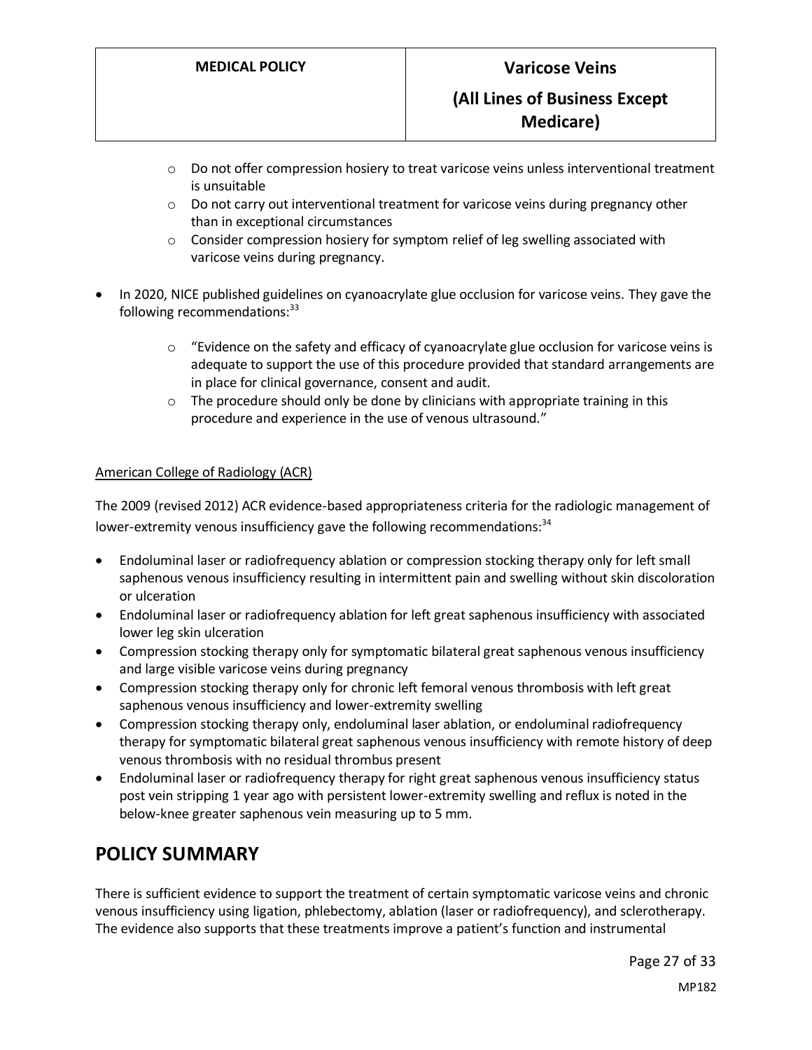- Do not offer compression hosiery to treat varicose veins unless interventional treatment is unsuitable
  - Do not carry out interventional treatment for varicose veins during pregnancy other than in exceptional circumstances
  - Consider compression hosiery for symptom relief of leg swelling associated with varicose veins during pregnancy.

- In 2020, NICE published guidelines on cyanoacrylate glue occlusion for varicose veins. They gave the following recommendations:[33]
  - "Evidence on the safety and efficacy of cyanoacrylate glue occlusion for varicose veins is adequate to support the use of this procedure provided that standard arrangements are in place for clinical governance, consent and audit.
  - The procedure should only be done by clinicians with appropriate training in this procedure and experience in the use of venous ultrasound."

American College of Radiology (ACR)

The 2009 (revised 2012) ACR evidence-based appropriateness criteria for the radiologic management of lower-extremity venous insufficiency gave the following recommendations:[34]

- Endoluminal laser or radiofrequency ablation or compression stocking therapy only for left small saphenous venous insufficiency resulting in intermittent pain and swelling without skin discoloration or ulceration
- Endoluminal laser or radiofrequency ablation for left great saphenous insufficiency with associated lower leg skin ulceration
- Compression stocking therapy only for symptomatic bilateral great saphenous venous insufficiency and large visible varicose veins during pregnancy
- Compression stocking therapy only for chronic left femoral venous thrombosis with left great saphenous venous insufficiency and lower-extremity swelling
- Compression stocking therapy only, endoluminal laser ablation, or endoluminal radiofrequency therapy for symptomatic bilateral great saphenous venous insufficiency with remote history of deep venous thrombosis with no residual thrombus present
- Endoluminal laser or radiofrequency therapy for right great saphenous venous insufficiency status post vein stripping 1 year ago with persistent lower-extremity swelling and reflux is noted in the below-knee greater saphenous vein measuring up to 5 mm.

# POLICY SUMMARY

There is sufficient evidence to support the treatment of certain symptomatic varicose veins and chronic venous insufficiency using ligation, phlebectomy, ablation (laser or radiofrequency), and sclerotherapy. The evidence also supports that these treatments improve a patient's function and instrumental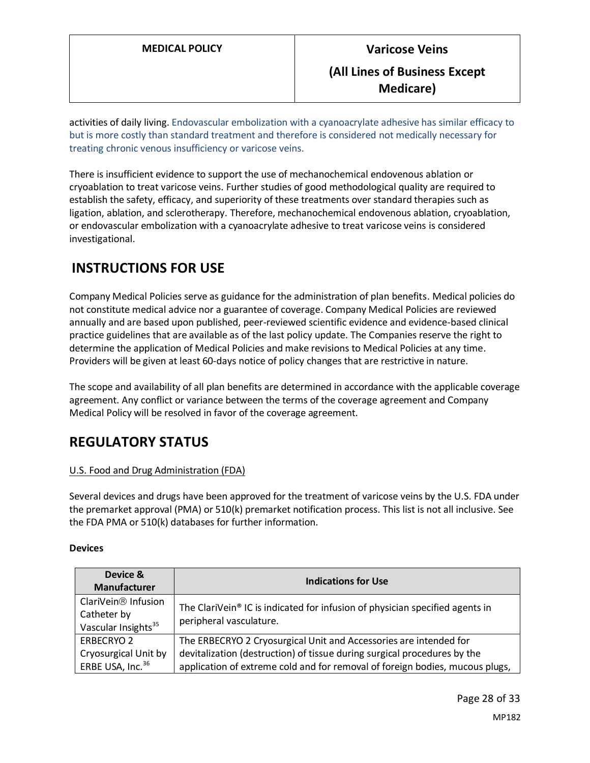activities of daily living. Endovascular embolization with a cyanoacrylate adhesive has similar efficacy to but is more costly than standard treatment and therefore is considered not medically necessary for treating chronic venous insufficiency or varicose veins.

There is insufficient evidence to support the use of mechanochemical endovenous ablation or cryoablation to treat varicose veins. Further studies of good methodological quality are required to establish the safety, efficacy, and superiority of these treatments over standard therapies such as ligation, ablation, and sclerotherapy. Therefore, mechanochemical endovenous ablation, cryoablation, or endovascular embolization with a cyanoacrylate adhesive to treat varicose veins is considered investigational.

# INSTRUCTIONS FOR USE

Company Medical Policies serve as guidance for the administration of plan benefits. Medical policies do not constitute medical advice nor a guarantee of coverage. Company Medical Policies are reviewed annually and are based upon published, peer-reviewed scientific evidence and evidence-based clinical practice guidelines that are available as of the last policy update. The Companies reserve the right to determine the application of Medical Policies and make revisions to Medical Policies at any time. Providers will be given at least 60-days notice of policy changes that are restrictive in nature.

The scope and availability of all plan benefits are determined in accordance with the applicable coverage agreement. Any conflict or variance between the terms of the coverage agreement and Company Medical Policy will be resolved in favor of the coverage agreement.

# REGULATORY STATUS

U.S. Food and Drug Administration (FDA)

Several devices and drugs have been approved for the treatment of varicose veins by the U.S. FDA under the premarket approval (PMA) or 510(k) premarket notification process. This list is not all inclusive. See the FDA PMA or 510(k) databases for further information.

**Devices**

| Device & Manufacturer | Indications for Use |
|---|---|
| ClariVein® Infusion Catheter by Vascular Insights[35] | The ClariVein® IC is indicated for infusion of physician specified agents in peripheral vasculature. |
| ERBECRYO 2 Cryosurgical Unit by ERBE USA, Inc.[36] | The ERBECRYO 2 Cryosurgical Unit and Accessories are intended for devitalization (destruction) of tissue during surgical procedures by the application of extreme cold and for removal of foreign bodies, mucous plugs, |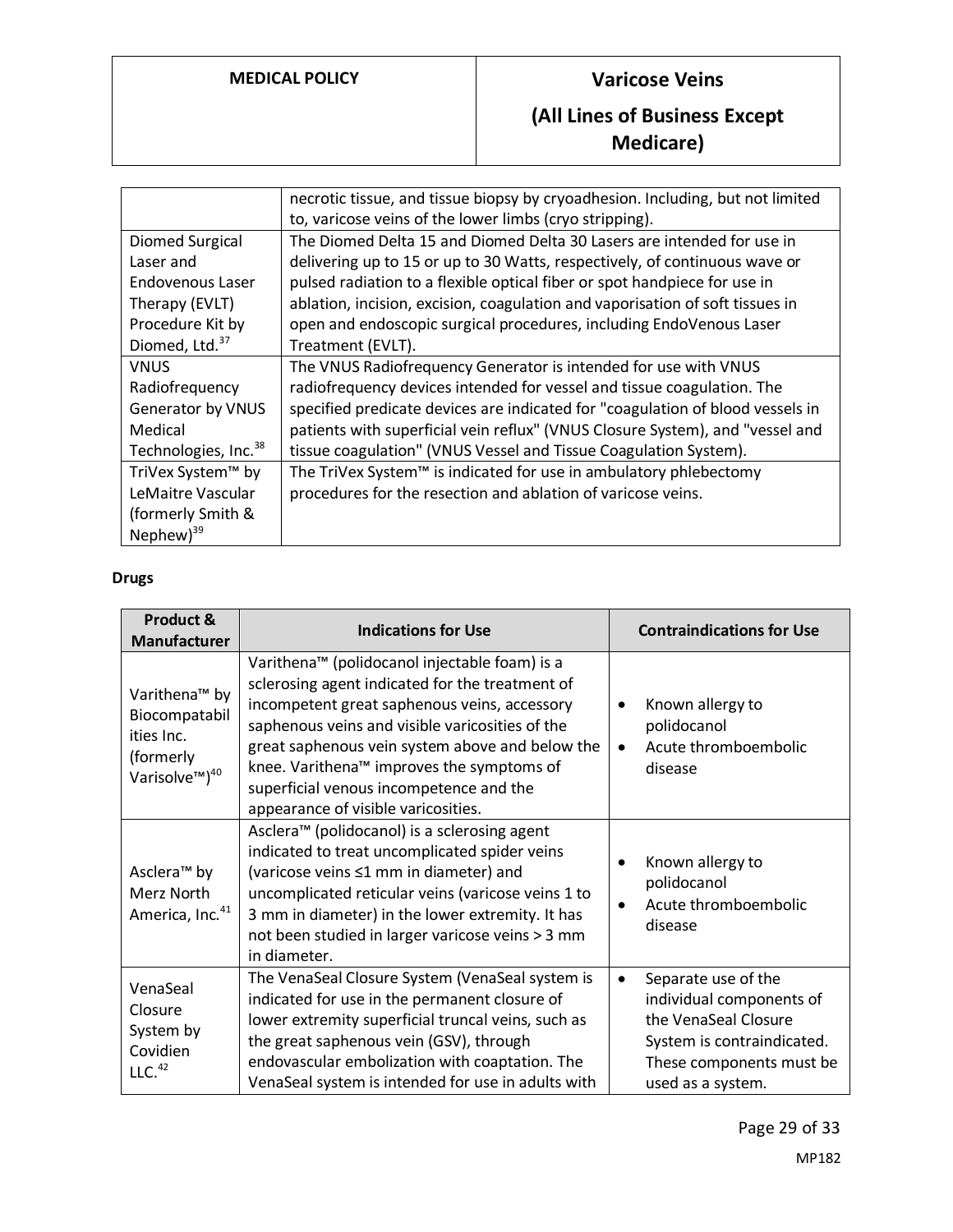| | |
|---|---|
| | necrotic tissue, and tissue biopsy by cryoadhesion. Including, but not limited to, varicose veins of the lower limbs (cryo stripping). |
| Diomed Surgical Laser and Endovenous Laser Therapy (EVLT) Procedure Kit by Diomed, Ltd.[37] | The Diomed Delta 15 and Diomed Delta 30 Lasers are intended for use in delivering up to 15 or up to 30 Watts, respectively, of continuous wave or pulsed radiation to a flexible optical fiber or spot handpiece for use in ablation, incision, excision, coagulation and vaporisation of soft tissues in open and endoscopic surgical procedures, including EndoVenous Laser Treatment (EVLT). |
| VNUS Radiofrequency Generator by VNUS Medical Technologies, Inc.[38] | The VNUS Radiofrequency Generator is intended for use with VNUS radiofrequency devices intended for vessel and tissue coagulation. The specified predicate devices are indicated for "coagulation of blood vessels in patients with superficial vein reflux" (VNUS Closure System), and "vessel and tissue coagulation" (VNUS Vessel and Tissue Coagulation System). |
| TriVex System™ by LeMaitre Vascular (formerly Smith & Nephew)[39] | The TriVex System™ is indicated for use in ambulatory phlebectomy procedures for the resection and ablation of varicose veins. |

**Drugs**

| Product & Manufacturer | Indications for Use | Contraindications for Use |
|---|---|---|
| Varithena™ by Biocompatabilities Inc. (formerly Varisolve™)[40] | Varithena™ (polidocanol injectable foam) is a sclerosing agent indicated for the treatment of incompetent great saphenous veins, accessory saphenous veins and visible varicosities of the great saphenous vein system above and below the knee. Varithena™ improves the symptoms of superficial venous incompetence and the appearance of visible varicosities. | • Known allergy to polidocanol<br>• Acute thromboembolic disease |
| Asclera™ by Merz North America, Inc.[41] | Asclera™ (polidocanol) is a sclerosing agent indicated to treat uncomplicated spider veins (varicose veins ≤1 mm in diameter) and uncomplicated reticular veins (varicose veins 1 to 3 mm in diameter) in the lower extremity. It has not been studied in larger varicose veins > 3 mm in diameter. | • Known allergy to polidocanol<br>• Acute thromboembolic disease |
| VenaSeal Closure System by Covidien LLC.[42] | The VenaSeal Closure System (VenaSeal system is indicated for use in the permanent closure of lower extremity superficial truncal veins, such as the great saphenous vein (GSV), through endovascular embolization with coaptation. The VenaSeal system is intended for use in adults with | • Separate use of the individual components of the VenaSeal Closure System is contraindicated. These components must be used as a system. |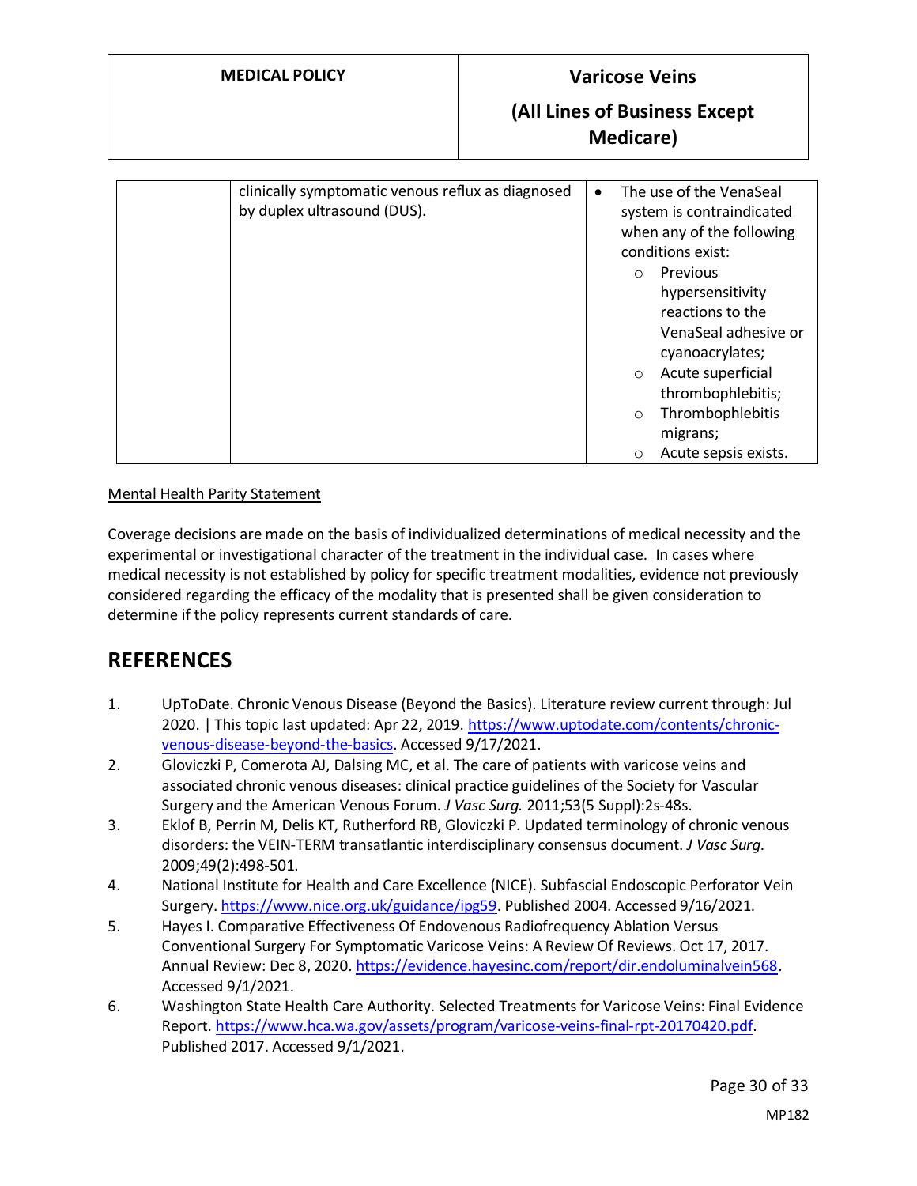| | | |
|---|---|---|
| | clinically symptomatic venous reflux as diagnosed by duplex ultrasound (DUS). | • The use of the VenaSeal system is contraindicated when any of the following conditions exist: <br> ○ Previous hypersensitivity reactions to the VenaSeal adhesive or cyanoacrylates; <br> ○ Acute superficial thrombophlebitis; <br> ○ Thrombophlebitis migrans; <br> ○ Acute sepsis exists. |

Mental Health Parity Statement

Coverage decisions are made on the basis of individualized determinations of medical necessity and the experimental or investigational character of the treatment in the individual case. In cases where medical necessity is not established by policy for specific treatment modalities, evidence not previously considered regarding the efficacy of the modality that is presented shall be given consideration to determine if the policy represents current standards of care.

## REFERENCES

1. UpToDate. Chronic Venous Disease (Beyond the Basics). Literature review current through: Jul 2020. | This topic last updated: Apr 22, 2019. https://www.uptodate.com/contents/chronic-venous-disease-beyond-the-basics. Accessed 9/17/2021.
2. Gloviczki P, Comerota AJ, Dalsing MC, et al. The care of patients with varicose veins and associated chronic venous diseases: clinical practice guidelines of the Society for Vascular Surgery and the American Venous Forum. *J Vasc Surg.* 2011;53(5 Suppl):2s-48s.
3. Eklof B, Perrin M, Delis KT, Rutherford RB, Gloviczki P. Updated terminology of chronic venous disorders: the VEIN-TERM transatlantic interdisciplinary consensus document. *J Vasc Surg.* 2009;49(2):498-501.
4. National Institute for Health and Care Excellence (NICE). Subfascial Endoscopic Perforator Vein Surgery. https://www.nice.org.uk/guidance/ipg59. Published 2004. Accessed 9/16/2021.
5. Hayes I. Comparative Effectiveness Of Endovenous Radiofrequency Ablation Versus Conventional Surgery For Symptomatic Varicose Veins: A Review Of Reviews. Oct 17, 2017. Annual Review: Dec 8, 2020. https://evidence.hayesinc.com/report/dir.endoluminalvein568. Accessed 9/1/2021.
6. Washington State Health Care Authority. Selected Treatments for Varicose Veins: Final Evidence Report. https://www.hca.wa.gov/assets/program/varicose-veins-final-rpt-20170420.pdf. Published 2017. Accessed 9/1/2021.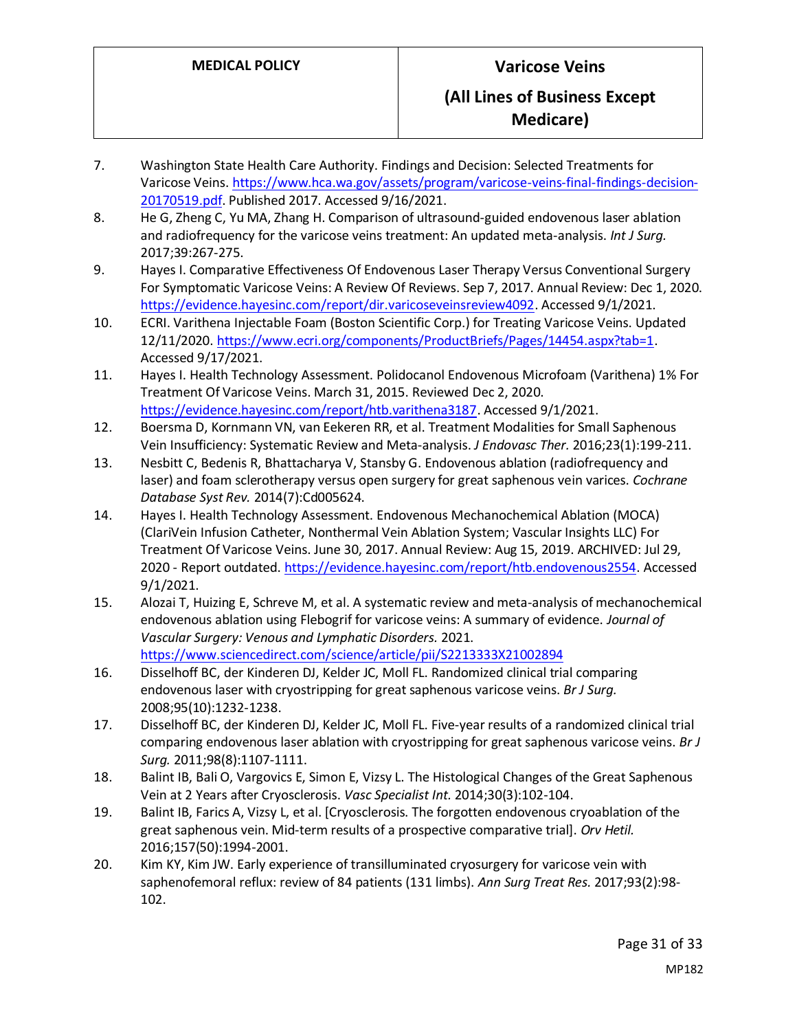7. Washington State Health Care Authority. Findings and Decision: Selected Treatments for Varicose Veins. https://www.hca.wa.gov/assets/program/varicose-veins-final-findings-decision-20170519.pdf. Published 2017. Accessed 9/16/2021.
8. He G, Zheng C, Yu MA, Zhang H. Comparison of ultrasound-guided endovenous laser ablation and radiofrequency for the varicose veins treatment: An updated meta-analysis. *Int J Surg.* 2017;39:267-275.
9. Hayes I. Comparative Effectiveness Of Endovenous Laser Therapy Versus Conventional Surgery For Symptomatic Varicose Veins: A Review Of Reviews. Sep 7, 2017. Annual Review: Dec 1, 2020. https://evidence.hayesinc.com/report/dir.varicoseveinsreview4092. Accessed 9/1/2021.
10. ECRI. Varithena Injectable Foam (Boston Scientific Corp.) for Treating Varicose Veins. Updated 12/11/2020. https://www.ecri.org/components/ProductBriefs/Pages/14454.aspx?tab=1. Accessed 9/17/2021.
11. Hayes I. Health Technology Assessment. Polidocanol Endovenous Microfoam (Varithena) 1% For Treatment Of Varicose Veins. March 31, 2015. Reviewed Dec 2, 2020. https://evidence.hayesinc.com/report/htb.varithena3187. Accessed 9/1/2021.
12. Boersma D, Kornmann VN, van Eekeren RR, et al. Treatment Modalities for Small Saphenous Vein Insufficiency: Systematic Review and Meta-analysis. *J Endovasc Ther.* 2016;23(1):199-211.
13. Nesbitt C, Bedenis R, Bhattacharya V, Stansby G. Endovenous ablation (radiofrequency and laser) and foam sclerotherapy versus open surgery for great saphenous vein varices. *Cochrane Database Syst Rev.* 2014(7):Cd005624.
14. Hayes I. Health Technology Assessment. Endovenous Mechanochemical Ablation (MOCA) (ClariVein Infusion Catheter, Nonthermal Vein Ablation System; Vascular Insights LLC) For Treatment Of Varicose Veins. June 30, 2017. Annual Review: Aug 15, 2019. ARCHIVED: Jul 29, 2020 - Report outdated. https://evidence.hayesinc.com/report/htb.endovenous2554. Accessed 9/1/2021.
15. Alozai T, Huizing E, Schreve M, et al. A systematic review and meta-analysis of mechanochemical endovenous ablation using Flebogrif for varicose veins: A summary of evidence. *Journal of Vascular Surgery: Venous and Lymphatic Disorders.* 2021. https://www.sciencedirect.com/science/article/pii/S2213333X21002894
16. Disselhoff BC, der Kinderen DJ, Kelder JC, Moll FL. Randomized clinical trial comparing endovenous laser with cryostripping for great saphenous varicose veins. *Br J Surg.* 2008;95(10):1232-1238.
17. Disselhoff BC, der Kinderen DJ, Kelder JC, Moll FL. Five-year results of a randomized clinical trial comparing endovenous laser ablation with cryostripping for great saphenous varicose veins. *Br J Surg.* 2011;98(8):1107-1111.
18. Balint IB, Bali O, Vargovics E, Simon E, Vizsy L. The Histological Changes of the Great Saphenous Vein at 2 Years after Cryosclerosis. *Vasc Specialist Int.* 2014;30(3):102-104.
19. Balint IB, Farics A, Vizsy L, et al. [Cryosclerosis. The forgotten endovenous cryoablation of the great saphenous vein. Mid-term results of a prospective comparative trial]. *Orv Hetil.* 2016;157(50):1994-2001.
20. Kim KY, Kim JW. Early experience of transilluminated cryosurgery for varicose vein with saphenofemoral reflux: review of 84 patients (131 limbs). *Ann Surg Treat Res.* 2017;93(2):98-102.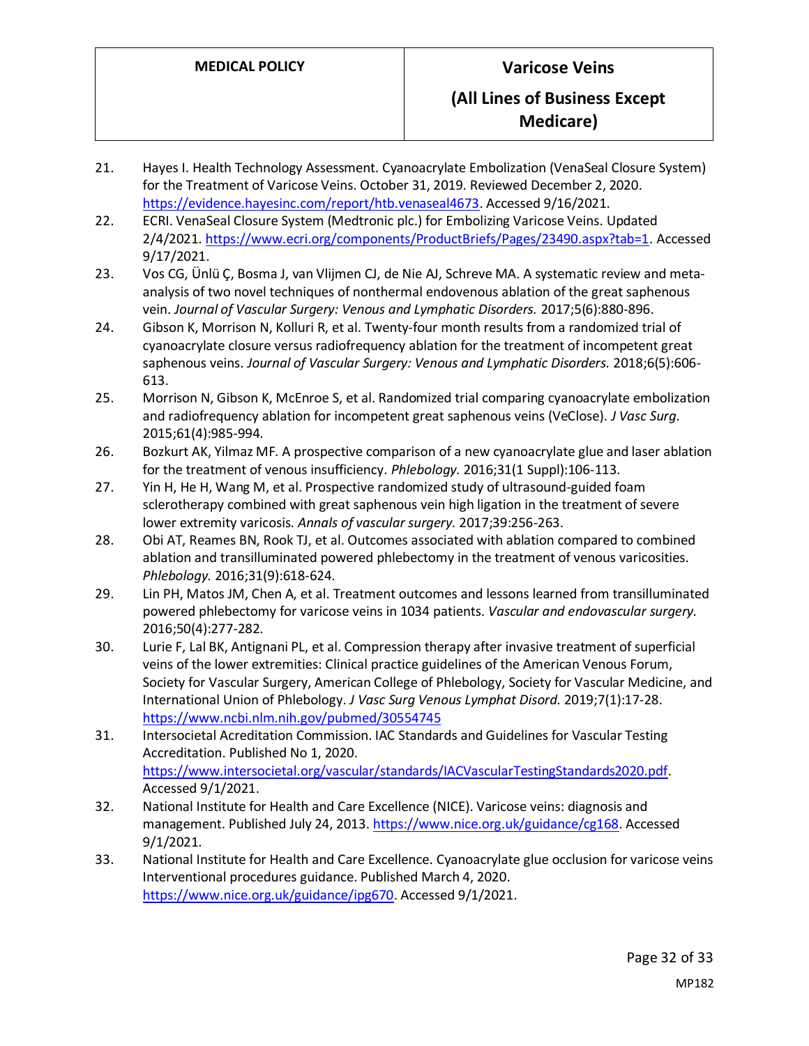21. Hayes I. Health Technology Assessment. Cyanoacrylate Embolization (VenaSeal Closure System) for the Treatment of Varicose Veins. October 31, 2019. Reviewed December 2, 2020. https://evidence.hayesinc.com/report/htb.venaseal4673. Accessed 9/16/2021.
22. ECRI. VenaSeal Closure System (Medtronic plc.) for Embolizing Varicose Veins. Updated 2/4/2021. https://www.ecri.org/components/ProductBriefs/Pages/23490.aspx?tab=1. Accessed 9/17/2021.
23. Vos CG, Ünlü Ç, Bosma J, van Vlijmen CJ, de Nie AJ, Schreve MA. A systematic review and meta-analysis of two novel techniques of nonthermal endovenous ablation of the great saphenous vein. *Journal of Vascular Surgery: Venous and Lymphatic Disorders.* 2017;5(6):880-896.
24. Gibson K, Morrison N, Kolluri R, et al. Twenty-four month results from a randomized trial of cyanoacrylate closure versus radiofrequency ablation for the treatment of incompetent great saphenous veins. *Journal of Vascular Surgery: Venous and Lymphatic Disorders.* 2018;6(5):606-613.
25. Morrison N, Gibson K, McEnroe S, et al. Randomized trial comparing cyanoacrylate embolization and radiofrequency ablation for incompetent great saphenous veins (VeClose). *J Vasc Surg.* 2015;61(4):985-994.
26. Bozkurt AK, Yilmaz MF. A prospective comparison of a new cyanoacrylate glue and laser ablation for the treatment of venous insufficiency. *Phlebology.* 2016;31(1 Suppl):106-113.
27. Yin H, He H, Wang M, et al. Prospective randomized study of ultrasound-guided foam sclerotherapy combined with great saphenous vein high ligation in the treatment of severe lower extremity varicosis. *Annals of vascular surgery.* 2017;39:256-263.
28. Obi AT, Reames BN, Rook TJ, et al. Outcomes associated with ablation compared to combined ablation and transilluminated powered phlebectomy in the treatment of venous varicosities. *Phlebology.* 2016;31(9):618-624.
29. Lin PH, Matos JM, Chen A, et al. Treatment outcomes and lessons learned from transilluminated powered phlebectomy for varicose veins in 1034 patients. *Vascular and endovascular surgery.* 2016;50(4):277-282.
30. Lurie F, Lal BK, Antignani PL, et al. Compression therapy after invasive treatment of superficial veins of the lower extremities: Clinical practice guidelines of the American Venous Forum, Society for Vascular Surgery, American College of Phlebology, Society for Vascular Medicine, and International Union of Phlebology. *J Vasc Surg Venous Lymphat Disord.* 2019;7(1):17-28. https://www.ncbi.nlm.nih.gov/pubmed/30554745
31. Intersocietal Acreditation Commission. IAC Standards and Guidelines for Vascular Testing Accreditation. Published No 1, 2020. https://www.intersocietal.org/vascular/standards/IACVascularTestingStandards2020.pdf. Accessed 9/1/2021.
32. National Institute for Health and Care Excellence (NICE). Varicose veins: diagnosis and management. Published July 24, 2013. https://www.nice.org.uk/guidance/cg168. Accessed 9/1/2021.
33. National Institute for Health and Care Excellence. Cyanoacrylate glue occlusion for varicose veins Interventional procedures guidance. Published March 4, 2020. https://www.nice.org.uk/guidance/ipg670. Accessed 9/1/2021.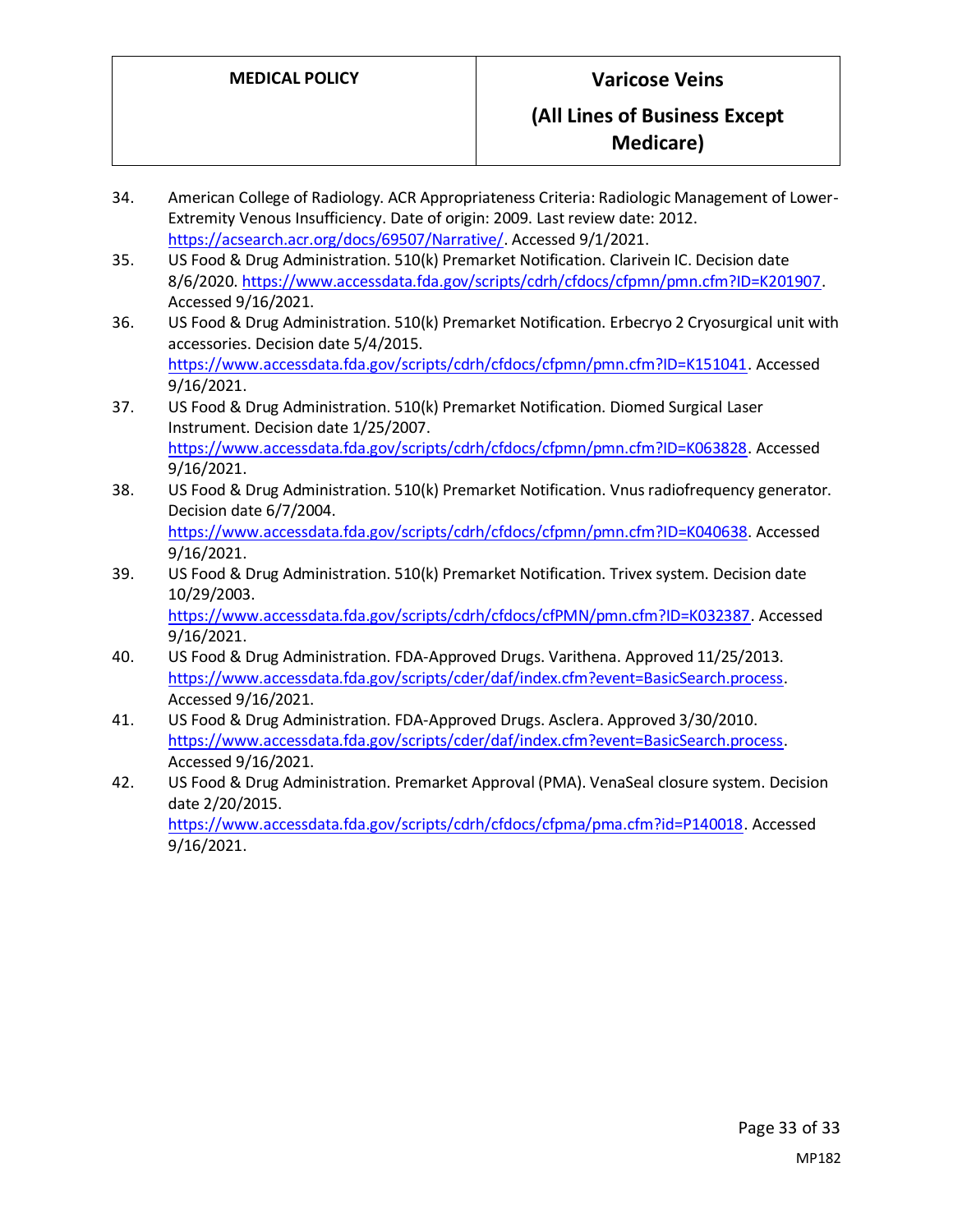34. American College of Radiology. ACR Appropriateness Criteria: Radiologic Management of Lower-Extremity Venous Insufficiency. Date of origin: 2009. Last review date: 2012. https://acsearch.acr.org/docs/69507/Narrative/. Accessed 9/1/2021.
35. US Food & Drug Administration. 510(k) Premarket Notification. Clarivein IC. Decision date 8/6/2020. https://www.accessdata.fda.gov/scripts/cdrh/cfdocs/cfpmn/pmn.cfm?ID=K201907. Accessed 9/16/2021.
36. US Food & Drug Administration. 510(k) Premarket Notification. Erbecryo 2 Cryosurgical unit with accessories. Decision date 5/4/2015. https://www.accessdata.fda.gov/scripts/cdrh/cfdocs/cfpmn/pmn.cfm?ID=K151041. Accessed 9/16/2021.
37. US Food & Drug Administration. 510(k) Premarket Notification. Diomed Surgical Laser Instrument. Decision date 1/25/2007. https://www.accessdata.fda.gov/scripts/cdrh/cfdocs/cfpmn/pmn.cfm?ID=K063828. Accessed 9/16/2021.
38. US Food & Drug Administration. 510(k) Premarket Notification. Vnus radiofrequency generator. Decision date 6/7/2004. https://www.accessdata.fda.gov/scripts/cdrh/cfdocs/cfpmn/pmn.cfm?ID=K040638. Accessed 9/16/2021.
39. US Food & Drug Administration. 510(k) Premarket Notification. Trivex system. Decision date 10/29/2003. https://www.accessdata.fda.gov/scripts/cdrh/cfdocs/cfPMN/pmn.cfm?ID=K032387. Accessed 9/16/2021.
40. US Food & Drug Administration. FDA-Approved Drugs. Varithena. Approved 11/25/2013. https://www.accessdata.fda.gov/scripts/cder/daf/index.cfm?event=BasicSearch.process. Accessed 9/16/2021.
41. US Food & Drug Administration. FDA-Approved Drugs. Asclera. Approved 3/30/2010. https://www.accessdata.fda.gov/scripts/cder/daf/index.cfm?event=BasicSearch.process. Accessed 9/16/2021.
42. US Food & Drug Administration. Premarket Approval (PMA). VenaSeal closure system. Decision date 2/20/2015. https://www.accessdata.fda.gov/scripts/cdrh/cfdocs/cfpma/pma.cfm?id=P140018. Accessed 9/16/2021.